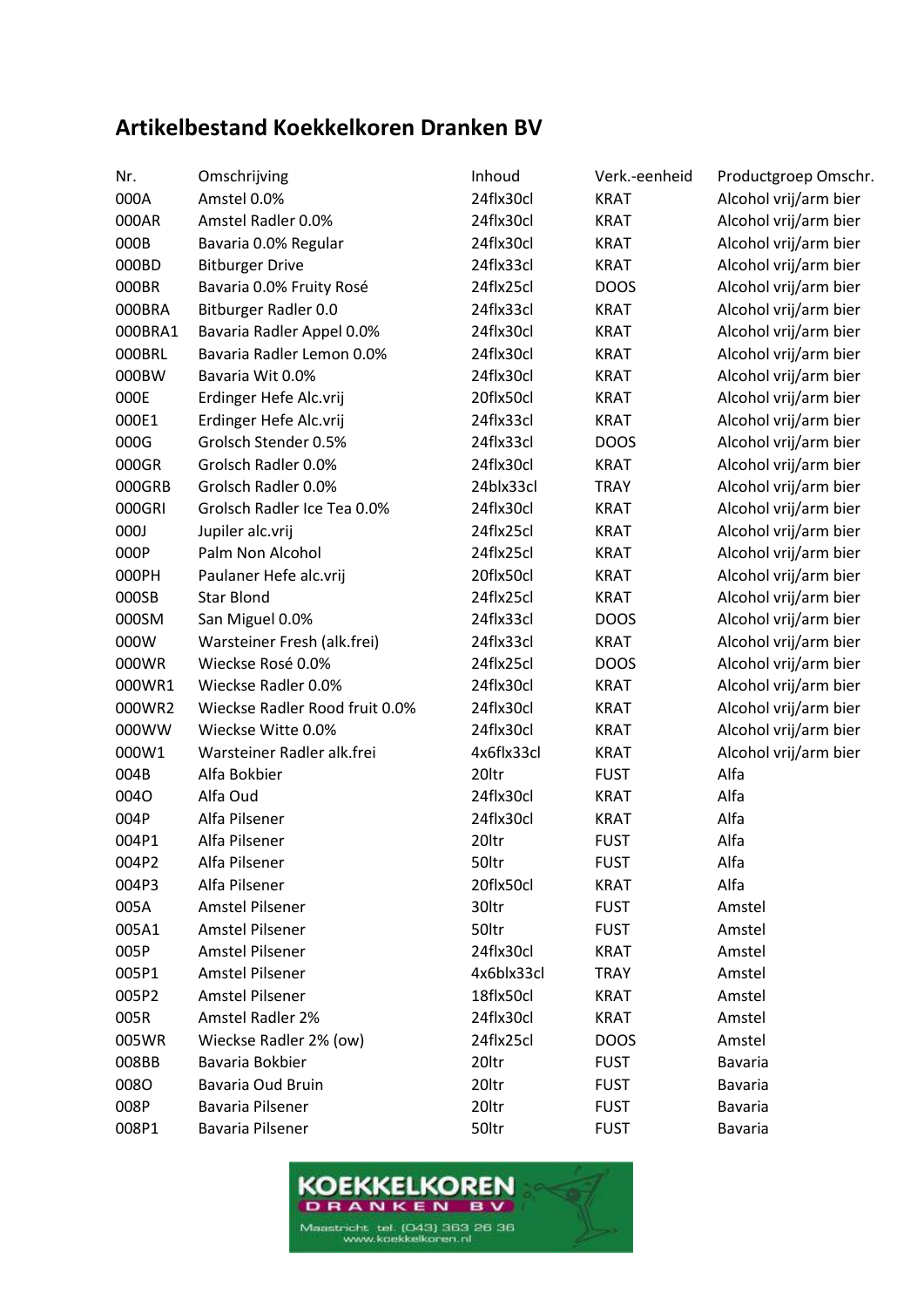# Artikelbestand Koekkelkoren Dranken BV

| Nr. | Omschrijving | Inhoud | Verk.-eenheid | Productgroep Omschr. |
|---|---|---|---|---|
| 000A | Amstel 0.0% | 24flx30cl | KRAT | Alcohol vrij/arm bier |
| 000AR | Amstel Radler 0.0% | 24flx30cl | KRAT | Alcohol vrij/arm bier |
| 000B | Bavaria 0.0% Regular | 24flx30cl | KRAT | Alcohol vrij/arm bier |
| 000BD | Bitburger Drive | 24flx33cl | KRAT | Alcohol vrij/arm bier |
| 000BR | Bavaria 0.0% Fruity Rosé | 24flx25cl | DOOS | Alcohol vrij/arm bier |
| 000BRA | Bitburger Radler 0.0 | 24flx33cl | KRAT | Alcohol vrij/arm bier |
| 000BRA1 | Bavaria Radler Appel 0.0% | 24flx30cl | KRAT | Alcohol vrij/arm bier |
| 000BRL | Bavaria Radler Lemon 0.0% | 24flx30cl | KRAT | Alcohol vrij/arm bier |
| 000BW | Bavaria Wit 0.0% | 24flx30cl | KRAT | Alcohol vrij/arm bier |
| 000E | Erdinger Hefe Alc.vrij | 20flx50cl | KRAT | Alcohol vrij/arm bier |
| 000E1 | Erdinger Hefe Alc.vrij | 24flx33cl | KRAT | Alcohol vrij/arm bier |
| 000G | Grolsch Stender 0.5% | 24flx33cl | DOOS | Alcohol vrij/arm bier |
| 000GR | Grolsch Radler 0.0% | 24flx30cl | KRAT | Alcohol vrij/arm bier |
| 000GRB | Grolsch Radler 0.0% | 24blx33cl | TRAY | Alcohol vrij/arm bier |
| 000GRI | Grolsch Radler Ice Tea 0.0% | 24flx30cl | KRAT | Alcohol vrij/arm bier |
| 000J | Jupiler alc.vrij | 24flx25cl | KRAT | Alcohol vrij/arm bier |
| 000P | Palm Non Alcohol | 24flx25cl | KRAT | Alcohol vrij/arm bier |
| 000PH | Paulaner Hefe alc.vrij | 20flx50cl | KRAT | Alcohol vrij/arm bier |
| 000SB | Star Blond | 24flx25cl | KRAT | Alcohol vrij/arm bier |
| 000SM | San Miguel 0.0% | 24flx33cl | DOOS | Alcohol vrij/arm bier |
| 000W | Warsteiner Fresh (alk.frei) | 24flx33cl | KRAT | Alcohol vrij/arm bier |
| 000WR | Wieckse Rosé 0.0% | 24flx25cl | DOOS | Alcohol vrij/arm bier |
| 000WR1 | Wieckse Radler 0.0% | 24flx30cl | KRAT | Alcohol vrij/arm bier |
| 000WR2 | Wieckse Radler Rood fruit 0.0% | 24flx30cl | KRAT | Alcohol vrij/arm bier |
| 000WW | Wieckse Witte 0.0% | 24flx30cl | KRAT | Alcohol vrij/arm bier |
| 000W1 | Warsteiner Radler alk.frei | 4x6flx33cl | KRAT | Alcohol vrij/arm bier |
| 004B | Alfa Bokbier | 20ltr | FUST | Alfa |
| 004O | Alfa Oud | 24flx30cl | KRAT | Alfa |
| 004P | Alfa Pilsener | 24flx30cl | KRAT | Alfa |
| 004P1 | Alfa Pilsener | 20ltr | FUST | Alfa |
| 004P2 | Alfa Pilsener | 50ltr | FUST | Alfa |
| 004P3 | Alfa Pilsener | 20flx50cl | KRAT | Alfa |
| 005A | Amstel Pilsener | 30ltr | FUST | Amstel |
| 005A1 | Amstel Pilsener | 50ltr | FUST | Amstel |
| 005P | Amstel Pilsener | 24flx30cl | KRAT | Amstel |
| 005P1 | Amstel Pilsener | 4x6blx33cl | TRAY | Amstel |
| 005P2 | Amstel Pilsener | 18flx50cl | KRAT | Amstel |
| 005R | Amstel Radler 2% | 24flx30cl | KRAT | Amstel |
| 005WR | Wieckse Radler 2% (ow) | 24flx25cl | DOOS | Amstel |
| 008BB | Bavaria Bokbier | 20ltr | FUST | Bavaria |
| 008O | Bavaria Oud Bruin | 20ltr | FUST | Bavaria |
| 008P | Bavaria Pilsener | 20ltr | FUST | Bavaria |
| 008P1 | Bavaria Pilsener | 50ltr | FUST | Bavaria |

KOEKKELKOREN DRANKEN BV
Maastricht tel. (043) 363 26 36
www.koekkelkoren.nl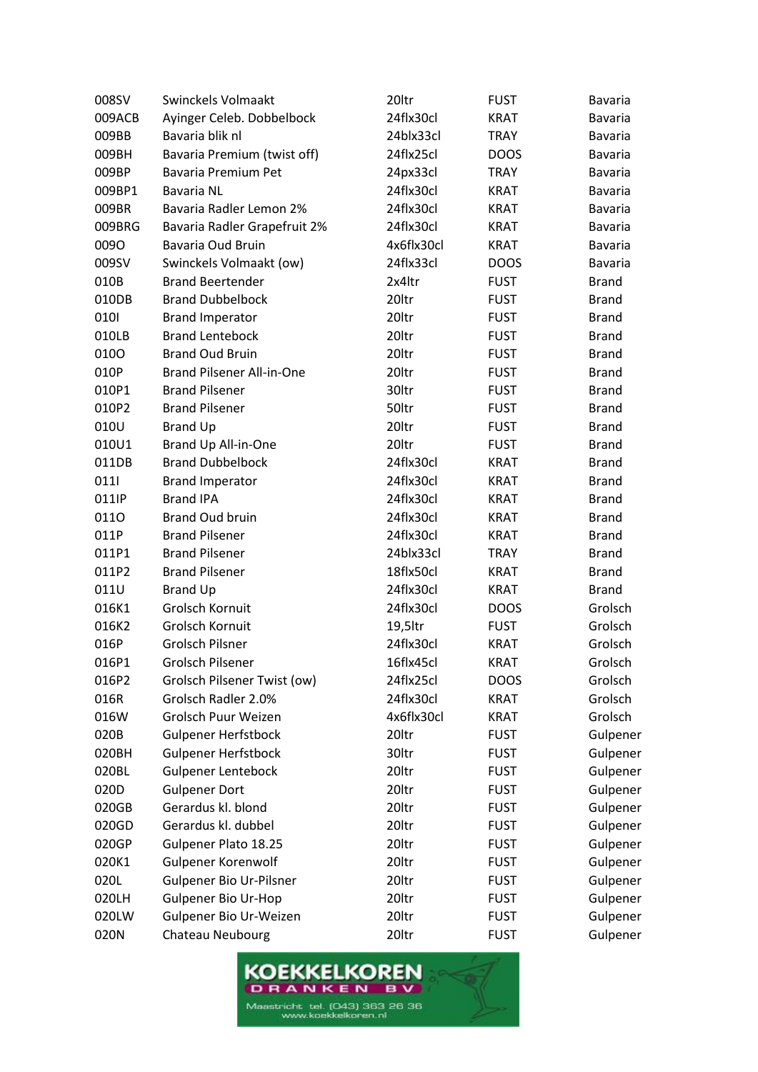| | | | | |
|---|---|---|---|---|
| 008SV | Swinckels Volmaakt | 20ltr | FUST | Bavaria |
| 009ACB | Ayinger Celeb. Dobbelbock | 24flx30cl | KRAT | Bavaria |
| 009BB | Bavaria blik nl | 24blx33cl | TRAY | Bavaria |
| 009BH | Bavaria Premium (twist off) | 24flx25cl | DOOS | Bavaria |
| 009BP | Bavaria Premium Pet | 24px33cl | TRAY | Bavaria |
| 009BP1 | Bavaria NL | 24flx30cl | KRAT | Bavaria |
| 009BR | Bavaria Radler Lemon 2% | 24flx30cl | KRAT | Bavaria |
| 009BRG | Bavaria Radler Grapefruit 2% | 24flx30cl | KRAT | Bavaria |
| 009O | Bavaria Oud Bruin | 4x6flx30cl | KRAT | Bavaria |
| 009SV | Swinckels Volmaakt (ow) | 24flx33cl | DOOS | Bavaria |
| 010B | Brand Beertender | 2x4ltr | FUST | Brand |
| 010DB | Brand Dubbelbock | 20ltr | FUST | Brand |
| 010I | Brand Imperator | 20ltr | FUST | Brand |
| 010LB | Brand Lentebock | 20ltr | FUST | Brand |
| 010O | Brand Oud Bruin | 20ltr | FUST | Brand |
| 010P | Brand Pilsener All-in-One | 20ltr | FUST | Brand |
| 010P1 | Brand Pilsener | 30ltr | FUST | Brand |
| 010P2 | Brand Pilsener | 50ltr | FUST | Brand |
| 010U | Brand Up | 20ltr | FUST | Brand |
| 010U1 | Brand Up All-in-One | 20ltr | FUST | Brand |
| 011DB | Brand Dubbelbock | 24flx30cl | KRAT | Brand |
| 011I | Brand Imperator | 24flx30cl | KRAT | Brand |
| 011IP | Brand IPA | 24flx30cl | KRAT | Brand |
| 011O | Brand Oud bruin | 24flx30cl | KRAT | Brand |
| 011P | Brand Pilsener | 24flx30cl | KRAT | Brand |
| 011P1 | Brand Pilsener | 24blx33cl | TRAY | Brand |
| 011P2 | Brand Pilsener | 18flx50cl | KRAT | Brand |
| 011U | Brand Up | 24flx30cl | KRAT | Brand |
| 016K1 | Grolsch Kornuit | 24flx30cl | DOOS | Grolsch |
| 016K2 | Grolsch Kornuit | 19,5ltr | FUST | Grolsch |
| 016P | Grolsch Pilsner | 24flx30cl | KRAT | Grolsch |
| 016P1 | Grolsch Pilsener | 16flx45cl | KRAT | Grolsch |
| 016P2 | Grolsch Pilsener Twist (ow) | 24flx25cl | DOOS | Grolsch |
| 016R | Grolsch Radler 2.0% | 24flx30cl | KRAT | Grolsch |
| 016W | Grolsch Puur Weizen | 4x6flx30cl | KRAT | Grolsch |
| 020B | Gulpener Herfstbock | 20ltr | FUST | Gulpener |
| 020BH | Gulpener Herfstbock | 30ltr | FUST | Gulpener |
| 020BL | Gulpener Lentebock | 20ltr | FUST | Gulpener |
| 020D | Gulpener Dort | 20ltr | FUST | Gulpener |
| 020GB | Gerardus kl. blond | 20ltr | FUST | Gulpener |
| 020GD | Gerardus kl. dubbel | 20ltr | FUST | Gulpener |
| 020GP | Gulpener Plato 18.25 | 20ltr | FUST | Gulpener |
| 020K1 | Gulpener Korenwolf | 20ltr | FUST | Gulpener |
| 020L | Gulpener Bio Ur-Pilsner | 20ltr | FUST | Gulpener |
| 020LH | Gulpener Bio Ur-Hop | 20ltr | FUST | Gulpener |
| 020LW | Gulpener Bio Ur-Weizen | 20ltr | FUST | Gulpener |
| 020N | Chateau Neubourg | 20ltr | FUST | Gulpener |

KOEKKELKOREN DRANKEN BV
Maastricht tel. (043) 363 26 36
www.koekkelkoren.nl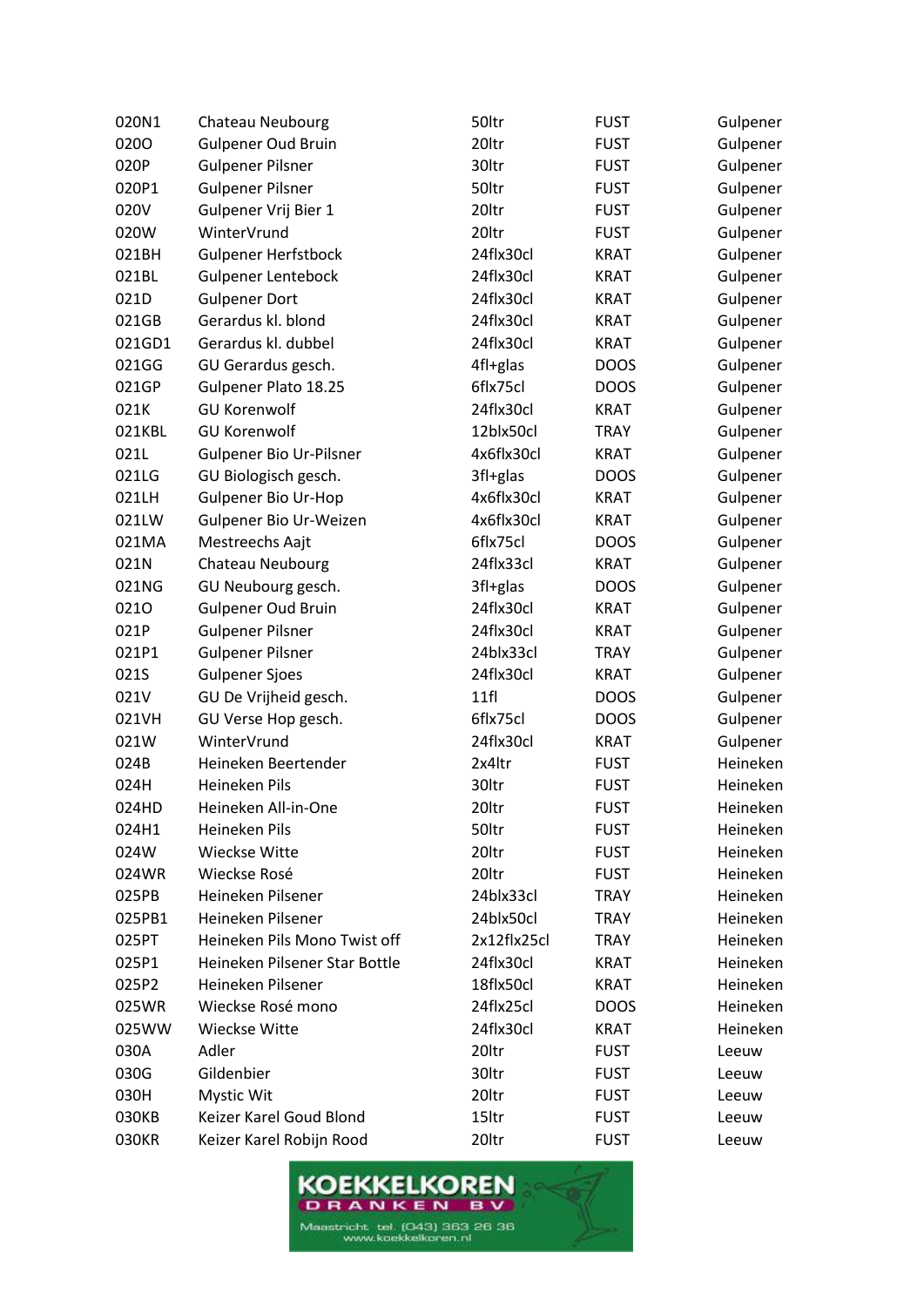| | | | | |
|---|---|---|---|---|
| 020N1 | Chateau Neubourg | 50ltr | FUST | Gulpener |
| 020O | Gulpener Oud Bruin | 20ltr | FUST | Gulpener |
| 020P | Gulpener Pilsner | 30ltr | FUST | Gulpener |
| 020P1 | Gulpener Pilsner | 50ltr | FUST | Gulpener |
| 020V | Gulpener Vrij Bier 1 | 20ltr | FUST | Gulpener |
| 020W | WinterVrund | 20ltr | FUST | Gulpener |
| 021BH | Gulpener Herfstbock | 24flx30cl | KRAT | Gulpener |
| 021BL | Gulpener Lentebock | 24flx30cl | KRAT | Gulpener |
| 021D | Gulpener Dort | 24flx30cl | KRAT | Gulpener |
| 021GB | Gerardus kl. blond | 24flx30cl | KRAT | Gulpener |
| 021GD1 | Gerardus kl. dubbel | 24flx30cl | KRAT | Gulpener |
| 021GG | GU Gerardus gesch. | 4fl+glas | DOOS | Gulpener |
| 021GP | Gulpener Plato 18.25 | 6flx75cl | DOOS | Gulpener |
| 021K | GU Korenwolf | 24flx30cl | KRAT | Gulpener |
| 021KBL | GU Korenwolf | 12blx50cl | TRAY | Gulpener |
| 021L | Gulpener Bio Ur-Pilsner | 4x6flx30cl | KRAT | Gulpener |
| 021LG | GU Biologisch gesch. | 3fl+glas | DOOS | Gulpener |
| 021LH | Gulpener Bio Ur-Hop | 4x6flx30cl | KRAT | Gulpener |
| 021LW | Gulpener Bio Ur-Weizen | 4x6flx30cl | KRAT | Gulpener |
| 021MA | Mestreechs Aajt | 6flx75cl | DOOS | Gulpener |
| 021N | Chateau Neubourg | 24flx33cl | KRAT | Gulpener |
| 021NG | GU Neubourg gesch. | 3fl+glas | DOOS | Gulpener |
| 021O | Gulpener Oud Bruin | 24flx30cl | KRAT | Gulpener |
| 021P | Gulpener Pilsner | 24flx30cl | KRAT | Gulpener |
| 021P1 | Gulpener Pilsner | 24blx33cl | TRAY | Gulpener |
| 021S | Gulpener Sjoes | 24flx30cl | KRAT | Gulpener |
| 021V | GU De Vrijheid gesch. | 11fl | DOOS | Gulpener |
| 021VH | GU Verse Hop gesch. | 6flx75cl | DOOS | Gulpener |
| 021W | WinterVrund | 24flx30cl | KRAT | Gulpener |
| 024B | Heineken Beertender | 2x4ltr | FUST | Heineken |
| 024H | Heineken Pils | 30ltr | FUST | Heineken |
| 024HD | Heineken All-in-One | 20ltr | FUST | Heineken |
| 024H1 | Heineken Pils | 50ltr | FUST | Heineken |
| 024W | Wieckse Witte | 20ltr | FUST | Heineken |
| 024WR | Wieckse Rosé | 20ltr | FUST | Heineken |
| 025PB | Heineken Pilsener | 24blx33cl | TRAY | Heineken |
| 025PB1 | Heineken Pilsener | 24blx50cl | TRAY | Heineken |
| 025PT | Heineken Pils Mono Twist off | 2x12flx25cl | TRAY | Heineken |
| 025P1 | Heineken Pilsener Star Bottle | 24flx30cl | KRAT | Heineken |
| 025P2 | Heineken Pilsener | 18flx50cl | KRAT | Heineken |
| 025WR | Wieckse Rosé mono | 24flx25cl | DOOS | Heineken |
| 025WW | Wieckse Witte | 24flx30cl | KRAT | Heineken |
| 030A | Adler | 20ltr | FUST | Leeuw |
| 030G | Gildenbier | 30ltr | FUST | Leeuw |
| 030H | Mystic Wit | 20ltr | FUST | Leeuw |
| 030KB | Keizer Karel Goud Blond | 15ltr | FUST | Leeuw |
| 030KR | Keizer Karel Robijn Rood | 20ltr | FUST | Leeuw |

KOEKKELKOREN DRANKEN BV
Maastricht tel. (043) 363 26 36
www.koekkelkoren.nl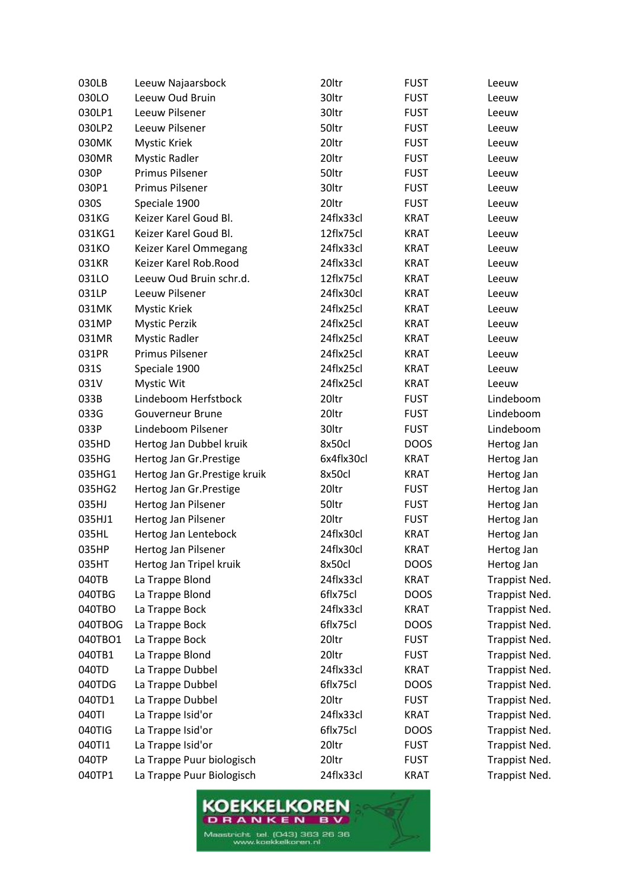| | | | | |
|---|---|---|---|---|
| 030LB | Leeuw Najaarsbock | 20ltr | FUST | Leeuw |
| 030LO | Leeuw Oud Bruin | 30ltr | FUST | Leeuw |
| 030LP1 | Leeuw Pilsener | 30ltr | FUST | Leeuw |
| 030LP2 | Leeuw Pilsener | 50ltr | FUST | Leeuw |
| 030MK | Mystic Kriek | 20ltr | FUST | Leeuw |
| 030MR | Mystic Radler | 20ltr | FUST | Leeuw |
| 030P | Primus Pilsener | 50ltr | FUST | Leeuw |
| 030P1 | Primus Pilsener | 30ltr | FUST | Leeuw |
| 030S | Speciale 1900 | 20ltr | FUST | Leeuw |
| 031KG | Keizer Karel Goud Bl. | 24flx33cl | KRAT | Leeuw |
| 031KG1 | Keizer Karel Goud Bl. | 12flx75cl | KRAT | Leeuw |
| 031KO | Keizer Karel Ommegang | 24flx33cl | KRAT | Leeuw |
| 031KR | Keizer Karel Rob.Rood | 24flx33cl | KRAT | Leeuw |
| 031LO | Leeuw Oud Bruin schr.d. | 12flx75cl | KRAT | Leeuw |
| 031LP | Leeuw Pilsener | 24flx30cl | KRAT | Leeuw |
| 031MK | Mystic Kriek | 24flx25cl | KRAT | Leeuw |
| 031MP | Mystic Perzik | 24flx25cl | KRAT | Leeuw |
| 031MR | Mystic Radler | 24flx25cl | KRAT | Leeuw |
| 031PR | Primus Pilsener | 24flx25cl | KRAT | Leeuw |
| 031S | Speciale 1900 | 24flx25cl | KRAT | Leeuw |
| 031V | Mystic Wit | 24flx25cl | KRAT | Leeuw |
| 033B | Lindeboom Herfstbock | 20ltr | FUST | Lindeboom |
| 033G | Gouverneur Brune | 20ltr | FUST | Lindeboom |
| 033P | Lindeboom Pilsener | 30ltr | FUST | Lindeboom |
| 035HD | Hertog Jan Dubbel kruik | 8x50cl | DOOS | Hertog Jan |
| 035HG | Hertog Jan Gr.Prestige | 6x4flx30cl | KRAT | Hertog Jan |
| 035HG1 | Hertog Jan Gr.Prestige kruik | 8x50cl | KRAT | Hertog Jan |
| 035HG2 | Hertog Jan Gr.Prestige | 20ltr | FUST | Hertog Jan |
| 035HJ | Hertog Jan Pilsener | 50ltr | FUST | Hertog Jan |
| 035HJ1 | Hertog Jan Pilsener | 20ltr | FUST | Hertog Jan |
| 035HL | Hertog Jan Lentebock | 24flx30cl | KRAT | Hertog Jan |
| 035HP | Hertog Jan Pilsener | 24flx30cl | KRAT | Hertog Jan |
| 035HT | Hertog Jan Tripel kruik | 8x50cl | DOOS | Hertog Jan |
| 040TB | La Trappe Blond | 24flx33cl | KRAT | Trappist Ned. |
| 040TBG | La Trappe Blond | 6flx75cl | DOOS | Trappist Ned. |
| 040TBO | La Trappe Bock | 24flx33cl | KRAT | Trappist Ned. |
| 040TBOG | La Trappe Bock | 6flx75cl | DOOS | Trappist Ned. |
| 040TBO1 | La Trappe Bock | 20ltr | FUST | Trappist Ned. |
| 040TB1 | La Trappe Blond | 20ltr | FUST | Trappist Ned. |
| 040TD | La Trappe Dubbel | 24flx33cl | KRAT | Trappist Ned. |
| 040TDG | La Trappe Dubbel | 6flx75cl | DOOS | Trappist Ned. |
| 040TD1 | La Trappe Dubbel | 20ltr | FUST | Trappist Ned. |
| 040TI | La Trappe Isid'or | 24flx33cl | KRAT | Trappist Ned. |
| 040TIG | La Trappe Isid'or | 6flx75cl | DOOS | Trappist Ned. |
| 040TI1 | La Trappe Isid'or | 20ltr | FUST | Trappist Ned. |
| 040TP | La Trappe Puur biologisch | 20ltr | FUST | Trappist Ned. |
| 040TP1 | La Trappe Puur Biologisch | 24flx33cl | KRAT | Trappist Ned. |

KOEKKELKOREN DRANKEN BV
Maastricht tel. (043) 363 26 36
www.koekkelkoren.nl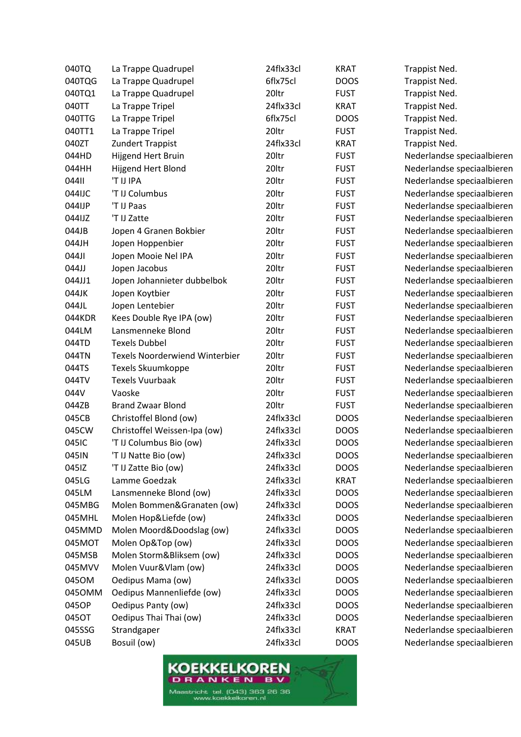| | | | | |
|---|---|---|---|---|
| 040TQ | La Trappe Quadrupel | 24flx33cl | KRAT | Trappist Ned. |
| 040TQG | La Trappe Quadrupel | 6flx75cl | DOOS | Trappist Ned. |
| 040TQ1 | La Trappe Quadrupel | 20ltr | FUST | Trappist Ned. |
| 040TT | La Trappe Tripel | 24flx33cl | KRAT | Trappist Ned. |
| 040TTG | La Trappe Tripel | 6flx75cl | DOOS | Trappist Ned. |
| 040TT1 | La Trappe Tripel | 20ltr | FUST | Trappist Ned. |
| 040ZT | Zundert Trappist | 24flx33cl | KRAT | Trappist Ned. |
| 044HD | Hijgend Hert Bruin | 20ltr | FUST | Nederlandse speciaalbieren |
| 044HH | Hijgend Hert Blond | 20ltr | FUST | Nederlandse speciaalbieren |
| 044II | 'T IJ IPA | 20ltr | FUST | Nederlandse speciaalbieren |
| 044IJC | 'T IJ Columbus | 20ltr | FUST | Nederlandse speciaalbieren |
| 044IJP | 'T IJ Paas | 20ltr | FUST | Nederlandse speciaalbieren |
| 044IJZ | 'T IJ Zatte | 20ltr | FUST | Nederlandse speciaalbieren |
| 044JB | Jopen 4 Granen Bokbier | 20ltr | FUST | Nederlandse speciaalbieren |
| 044JH | Jopen Hoppenbier | 20ltr | FUST | Nederlandse speciaalbieren |
| 044JI | Jopen Mooie Nel IPA | 20ltr | FUST | Nederlandse speciaalbieren |
| 044JJ | Jopen Jacobus | 20ltr | FUST | Nederlandse speciaalbieren |
| 044JJ1 | Jopen Johannieter dubbelbok | 20ltr | FUST | Nederlandse speciaalbieren |
| 044JK | Jopen Koytbier | 20ltr | FUST | Nederlandse speciaalbieren |
| 044JL | Jopen Lentebier | 20ltr | FUST | Nederlandse speciaalbieren |
| 044KDR | Kees Double Rye IPA (ow) | 20ltr | FUST | Nederlandse speciaalbieren |
| 044LM | Lansmenneke Blond | 20ltr | FUST | Nederlandse speciaalbieren |
| 044TD | Texels Dubbel | 20ltr | FUST | Nederlandse speciaalbieren |
| 044TN | Texels Noorderwiend Winterbier | 20ltr | FUST | Nederlandse speciaalbieren |
| 044TS | Texels Skuumkoppe | 20ltr | FUST | Nederlandse speciaalbieren |
| 044TV | Texels Vuurbaak | 20ltr | FUST | Nederlandse speciaalbieren |
| 044V | Vaoske | 20ltr | FUST | Nederlandse speciaalbieren |
| 044ZB | Brand Zwaar Blond | 20ltr | FUST | Nederlandse speciaalbieren |
| 045CB | Christoffel Blond (ow) | 24flx33cl | DOOS | Nederlandse speciaalbieren |
| 045CW | Christoffel Weissen-Ipa (ow) | 24flx33cl | DOOS | Nederlandse speciaalbieren |
| 045IC | 'T IJ Columbus Bio (ow) | 24flx33cl | DOOS | Nederlandse speciaalbieren |
| 045IN | 'T IJ Natte Bio (ow) | 24flx33cl | DOOS | Nederlandse speciaalbieren |
| 045IZ | 'T IJ Zatte Bio (ow) | 24flx33cl | DOOS | Nederlandse speciaalbieren |
| 045LG | Lamme Goedzak | 24flx33cl | KRAT | Nederlandse speciaalbieren |
| 045LM | Lansmenneke Blond (ow) | 24flx33cl | DOOS | Nederlandse speciaalbieren |
| 045MBG | Molen Bommen&Granaten (ow) | 24flx33cl | DOOS | Nederlandse speciaalbieren |
| 045MHL | Molen Hop&Liefde (ow) | 24flx33cl | DOOS | Nederlandse speciaalbieren |
| 045MMD | Molen Moord&Doodslag (ow) | 24flx33cl | DOOS | Nederlandse speciaalbieren |
| 045MOT | Molen Op&Top (ow) | 24flx33cl | DOOS | Nederlandse speciaalbieren |
| 045MSB | Molen Storm&Bliksem (ow) | 24flx33cl | DOOS | Nederlandse speciaalbieren |
| 045MVV | Molen Vuur&Vlam (ow) | 24flx33cl | DOOS | Nederlandse speciaalbieren |
| 045OM | Oedipus Mama (ow) | 24flx33cl | DOOS | Nederlandse speciaalbieren |
| 045OMM | Oedipus Mannenliefde (ow) | 24flx33cl | DOOS | Nederlandse speciaalbieren |
| 045OP | Oedipus Panty (ow) | 24flx33cl | DOOS | Nederlandse speciaalbieren |
| 045OT | Oedipus Thai Thai (ow) | 24flx33cl | DOOS | Nederlandse speciaalbieren |
| 045SSG | Strandgaper | 24flx33cl | KRAT | Nederlandse speciaalbieren |
| 045UB | Bosuil (ow) | 24flx33cl | DOOS | Nederlandse speciaalbieren |

KOEKKELKOREN DRANKEN BV
Maastricht tel. (043) 363 26 36
www.koekkelkoren.nl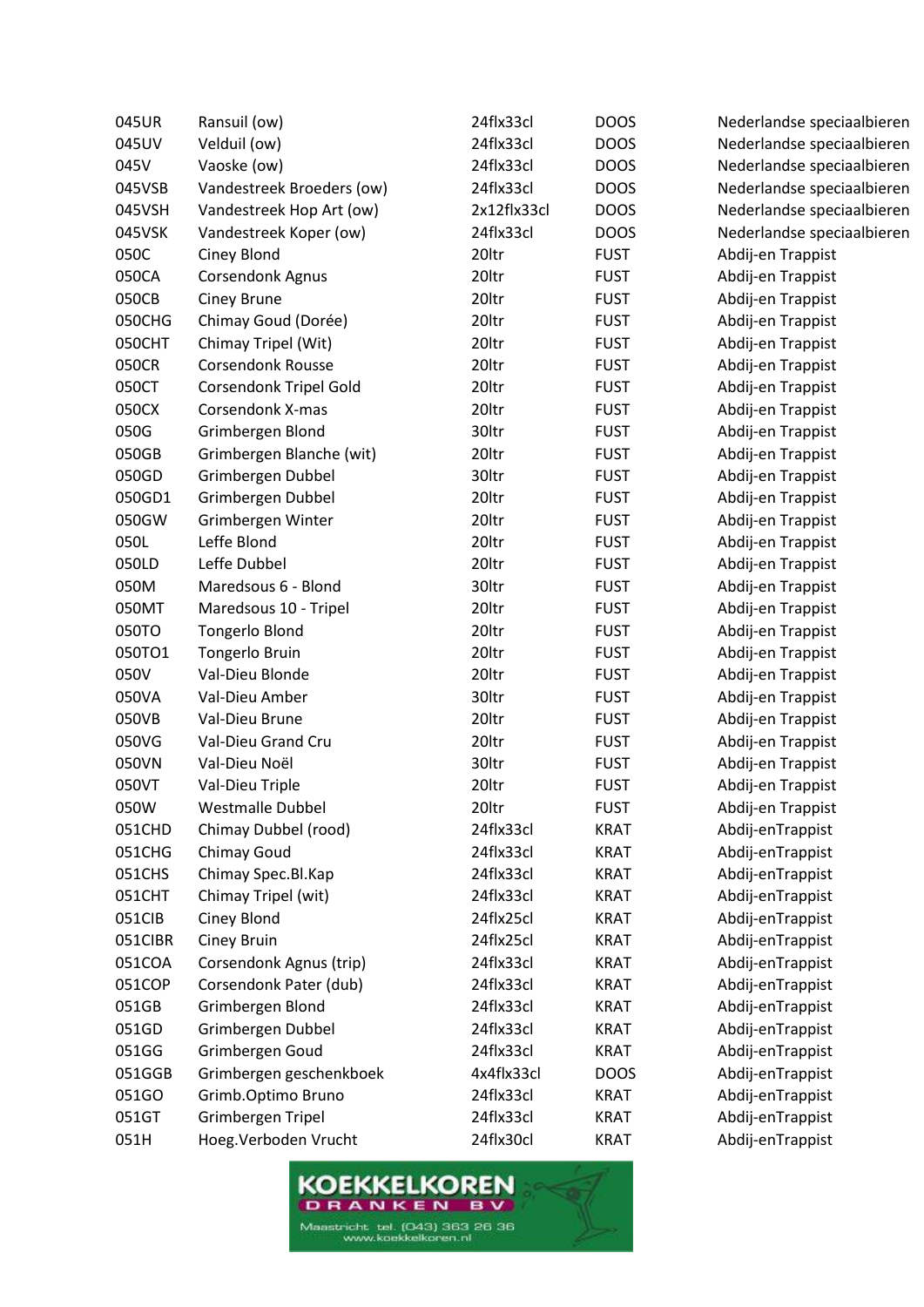| | | | | |
|---|---|---|---|---|
| 045UR | Ransuil (ow) | 24flx33cl | DOOS | Nederlandse speciaalbieren |
| 045UV | Velduil (ow) | 24flx33cl | DOOS | Nederlandse speciaalbieren |
| 045V | Vaoske (ow) | 24flx33cl | DOOS | Nederlandse speciaalbieren |
| 045VSB | Vandestreek Broeders (ow) | 24flx33cl | DOOS | Nederlandse speciaalbieren |
| 045VSH | Vandestreek Hop Art (ow) | 2x12flx33cl | DOOS | Nederlandse speciaalbieren |
| 045VSK | Vandestreek Koper (ow) | 24flx33cl | DOOS | Nederlandse speciaalbieren |
| 050C | Ciney Blond | 20ltr | FUST | Abdij-en Trappist |
| 050CA | Corsendonk Agnus | 20ltr | FUST | Abdij-en Trappist |
| 050CB | Ciney Brune | 20ltr | FUST | Abdij-en Trappist |
| 050CHG | Chimay Goud (Dorée) | 20ltr | FUST | Abdij-en Trappist |
| 050CHT | Chimay Tripel (Wit) | 20ltr | FUST | Abdij-en Trappist |
| 050CR | Corsendonk Rousse | 20ltr | FUST | Abdij-en Trappist |
| 050CT | Corsendonk Tripel Gold | 20ltr | FUST | Abdij-en Trappist |
| 050CX | Corsendonk X-mas | 20ltr | FUST | Abdij-en Trappist |
| 050G | Grimbergen Blond | 30ltr | FUST | Abdij-en Trappist |
| 050GB | Grimbergen Blanche (wit) | 20ltr | FUST | Abdij-en Trappist |
| 050GD | Grimbergen Dubbel | 30ltr | FUST | Abdij-en Trappist |
| 050GD1 | Grimbergen Dubbel | 20ltr | FUST | Abdij-en Trappist |
| 050GW | Grimbergen Winter | 20ltr | FUST | Abdij-en Trappist |
| 050L | Leffe Blond | 20ltr | FUST | Abdij-en Trappist |
| 050LD | Leffe Dubbel | 20ltr | FUST | Abdij-en Trappist |
| 050M | Maredsous 6 - Blond | 30ltr | FUST | Abdij-en Trappist |
| 050MT | Maredsous 10 - Tripel | 20ltr | FUST | Abdij-en Trappist |
| 050TO | Tongerlo Blond | 20ltr | FUST | Abdij-en Trappist |
| 050TO1 | Tongerlo Bruin | 20ltr | FUST | Abdij-en Trappist |
| 050V | Val-Dieu Blonde | 20ltr | FUST | Abdij-en Trappist |
| 050VA | Val-Dieu Amber | 30ltr | FUST | Abdij-en Trappist |
| 050VB | Val-Dieu Brune | 20ltr | FUST | Abdij-en Trappist |
| 050VG | Val-Dieu Grand Cru | 20ltr | FUST | Abdij-en Trappist |
| 050VN | Val-Dieu Noël | 30ltr | FUST | Abdij-en Trappist |
| 050VT | Val-Dieu Triple | 20ltr | FUST | Abdij-en Trappist |
| 050W | Westmalle Dubbel | 20ltr | FUST | Abdij-en Trappist |
| 051CHD | Chimay Dubbel (rood) | 24flx33cl | KRAT | Abdij-enTrappist |
| 051CHG | Chimay Goud | 24flx33cl | KRAT | Abdij-enTrappist |
| 051CHS | Chimay Spec.Bl.Kap | 24flx33cl | KRAT | Abdij-enTrappist |
| 051CHT | Chimay Tripel (wit) | 24flx33cl | KRAT | Abdij-enTrappist |
| 051CIB | Ciney Blond | 24flx25cl | KRAT | Abdij-enTrappist |
| 051CIBR | Ciney Bruin | 24flx25cl | KRAT | Abdij-enTrappist |
| 051COA | Corsendonk Agnus (trip) | 24flx33cl | KRAT | Abdij-enTrappist |
| 051COP | Corsendonk Pater (dub) | 24flx33cl | KRAT | Abdij-enTrappist |
| 051GB | Grimbergen Blond | 24flx33cl | KRAT | Abdij-enTrappist |
| 051GD | Grimbergen Dubbel | 24flx33cl | KRAT | Abdij-enTrappist |
| 051GG | Grimbergen Goud | 24flx33cl | KRAT | Abdij-enTrappist |
| 051GGB | Grimbergen geschenkboek | 4x4flx33cl | DOOS | Abdij-enTrappist |
| 051GO | Grimb.Optimo Bruno | 24flx33cl | KRAT | Abdij-enTrappist |
| 051GT | Grimbergen Tripel | 24flx33cl | KRAT | Abdij-enTrappist |
| 051H | Hoeg.Verboden Vrucht | 24flx30cl | KRAT | Abdij-enTrappist |

KOEKKELKOREN DRANKEN BV
Maastricht tel. (043) 363 26 36
www.koekkelkoren.nl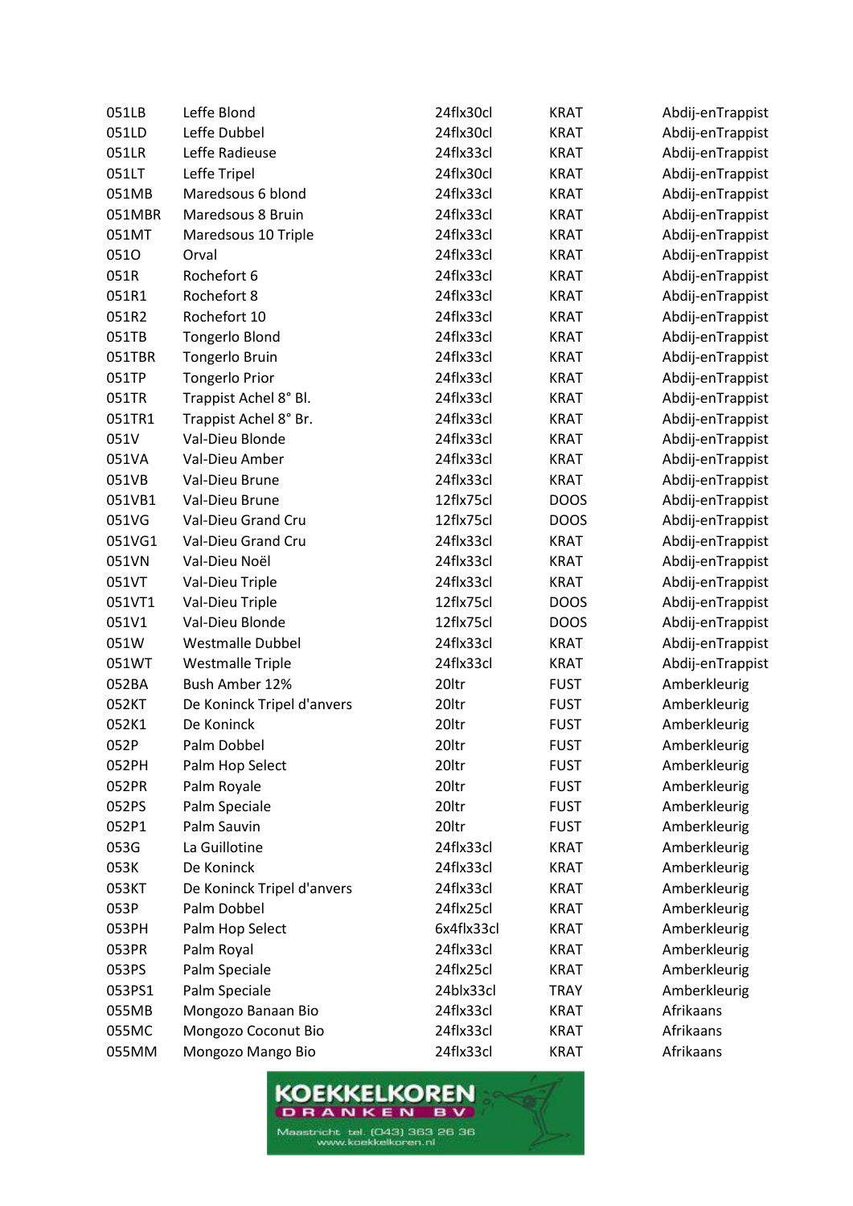| | | | | |
|---|---|---|---|---|
| 051LB | Leffe Blond | 24flx30cl | KRAT | Abdij-enTrappist |
| 051LD | Leffe Dubbel | 24flx30cl | KRAT | Abdij-enTrappist |
| 051LR | Leffe Radieuse | 24flx33cl | KRAT | Abdij-enTrappist |
| 051LT | Leffe Tripel | 24flx30cl | KRAT | Abdij-enTrappist |
| 051MB | Maredsous 6 blond | 24flx33cl | KRAT | Abdij-enTrappist |
| 051MBR | Maredsous 8 Bruin | 24flx33cl | KRAT | Abdij-enTrappist |
| 051MT | Maredsous 10 Triple | 24flx33cl | KRAT | Abdij-enTrappist |
| 051O | Orval | 24flx33cl | KRAT | Abdij-enTrappist |
| 051R | Rochefort 6 | 24flx33cl | KRAT | Abdij-enTrappist |
| 051R1 | Rochefort 8 | 24flx33cl | KRAT | Abdij-enTrappist |
| 051R2 | Rochefort 10 | 24flx33cl | KRAT | Abdij-enTrappist |
| 051TB | Tongerlo Blond | 24flx33cl | KRAT | Abdij-enTrappist |
| 051TBR | Tongerlo Bruin | 24flx33cl | KRAT | Abdij-enTrappist |
| 051TP | Tongerlo Prior | 24flx33cl | KRAT | Abdij-enTrappist |
| 051TR | Trappist Achel 8° Bl. | 24flx33cl | KRAT | Abdij-enTrappist |
| 051TR1 | Trappist Achel 8° Br. | 24flx33cl | KRAT | Abdij-enTrappist |
| 051V | Val-Dieu Blonde | 24flx33cl | KRAT | Abdij-enTrappist |
| 051VA | Val-Dieu Amber | 24flx33cl | KRAT | Abdij-enTrappist |
| 051VB | Val-Dieu Brune | 24flx33cl | KRAT | Abdij-enTrappist |
| 051VB1 | Val-Dieu Brune | 12flx75cl | DOOS | Abdij-enTrappist |
| 051VG | Val-Dieu Grand Cru | 12flx75cl | DOOS | Abdij-enTrappist |
| 051VG1 | Val-Dieu Grand Cru | 24flx33cl | KRAT | Abdij-enTrappist |
| 051VN | Val-Dieu Noël | 24flx33cl | KRAT | Abdij-enTrappist |
| 051VT | Val-Dieu Triple | 24flx33cl | KRAT | Abdij-enTrappist |
| 051VT1 | Val-Dieu Triple | 12flx75cl | DOOS | Abdij-enTrappist |
| 051V1 | Val-Dieu Blonde | 12flx75cl | DOOS | Abdij-enTrappist |
| 051W | Westmalle Dubbel | 24flx33cl | KRAT | Abdij-enTrappist |
| 051WT | Westmalle Triple | 24flx33cl | KRAT | Abdij-enTrappist |
| 052BA | Bush Amber 12% | 20ltr | FUST | Amberkleurig |
| 052KT | De Koninck Tripel d'anvers | 20ltr | FUST | Amberkleurig |
| 052K1 | De Koninck | 20ltr | FUST | Amberkleurig |
| 052P | Palm Dobbel | 20ltr | FUST | Amberkleurig |
| 052PH | Palm Hop Select | 20ltr | FUST | Amberkleurig |
| 052PR | Palm Royale | 20ltr | FUST | Amberkleurig |
| 052PS | Palm Speciale | 20ltr | FUST | Amberkleurig |
| 052P1 | Palm Sauvin | 20ltr | FUST | Amberkleurig |
| 053G | La Guillotine | 24flx33cl | KRAT | Amberkleurig |
| 053K | De Koninck | 24flx33cl | KRAT | Amberkleurig |
| 053KT | De Koninck Tripel d'anvers | 24flx33cl | KRAT | Amberkleurig |
| 053P | Palm Dobbel | 24flx25cl | KRAT | Amberkleurig |
| 053PH | Palm Hop Select | 6x4flx33cl | KRAT | Amberkleurig |
| 053PR | Palm Royal | 24flx33cl | KRAT | Amberkleurig |
| 053PS | Palm Speciale | 24flx25cl | KRAT | Amberkleurig |
| 053PS1 | Palm Speciale | 24blx33cl | TRAY | Amberkleurig |
| 055MB | Mongozo Banaan Bio | 24flx33cl | KRAT | Afrikaans |
| 055MC | Mongozo Coconut Bio | 24flx33cl | KRAT | Afrikaans |
| 055MM | Mongozo Mango Bio | 24flx33cl | KRAT | Afrikaans |

KOEKKELKOREN DRANKEN BV
Maastricht tel. (043) 363 26 36
www.koekkelkoren.nl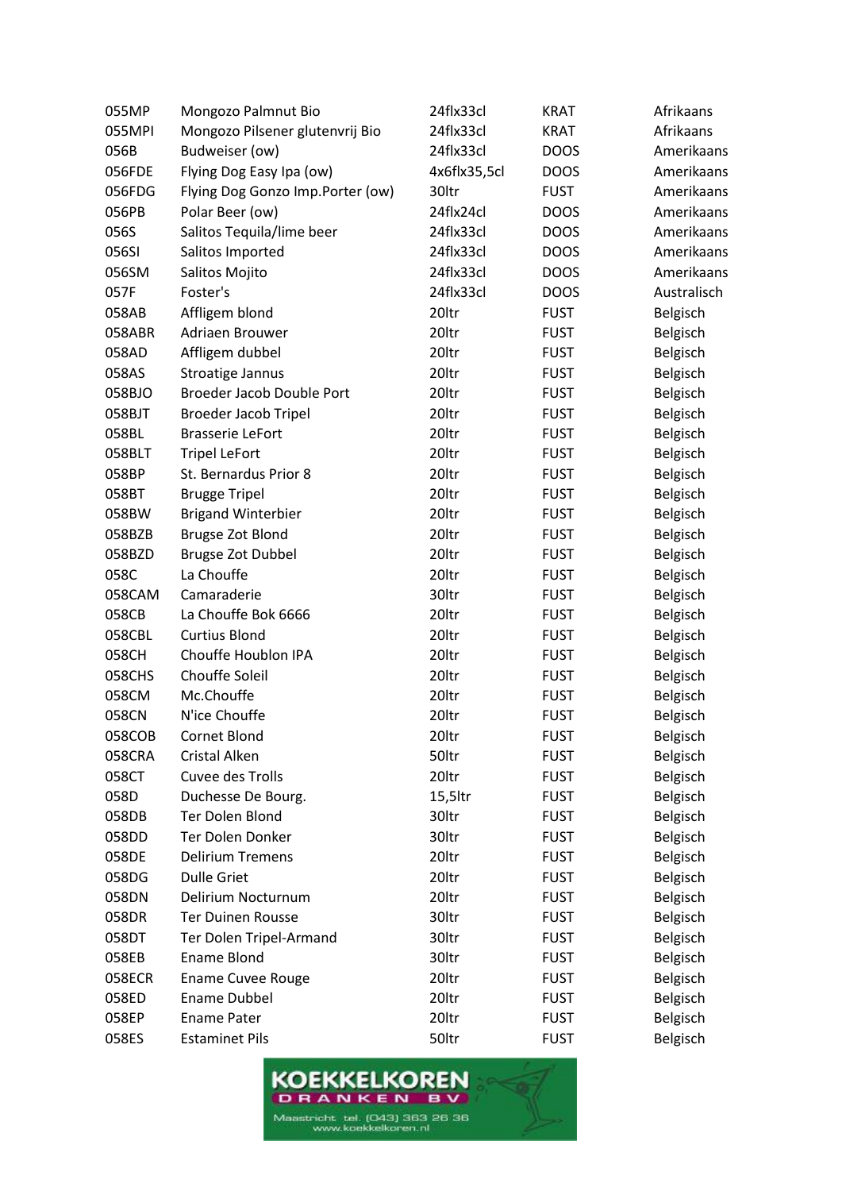| | | | | |
|---|---|---|---|---|
| 055MP | Mongozo Palmnut Bio | 24flx33cl | KRAT | Afrikaans |
| 055MPI | Mongozo Pilsener glutenvrij Bio | 24flx33cl | KRAT | Afrikaans |
| 056B | Budweiser (ow) | 24flx33cl | DOOS | Amerikaans |
| 056FDE | Flying Dog Easy Ipa (ow) | 4x6flx35,5cl | DOOS | Amerikaans |
| 056FDG | Flying Dog Gonzo Imp.Porter (ow) | 30ltr | FUST | Amerikaans |
| 056PB | Polar Beer (ow) | 24flx24cl | DOOS | Amerikaans |
| 056S | Salitos Tequila/lime beer | 24flx33cl | DOOS | Amerikaans |
| 056SI | Salitos Imported | 24flx33cl | DOOS | Amerikaans |
| 056SM | Salitos Mojito | 24flx33cl | DOOS | Amerikaans |
| 057F | Foster's | 24flx33cl | DOOS | Australisch |
| 058AB | Affligem blond | 20ltr | FUST | Belgisch |
| 058ABR | Adriaen Brouwer | 20ltr | FUST | Belgisch |
| 058AD | Affligem dubbel | 20ltr | FUST | Belgisch |
| 058AS | Stroatige Jannus | 20ltr | FUST | Belgisch |
| 058BJO | Broeder Jacob Double Port | 20ltr | FUST | Belgisch |
| 058BJT | Broeder Jacob Tripel | 20ltr | FUST | Belgisch |
| 058BL | Brasserie LeFort | 20ltr | FUST | Belgisch |
| 058BLT | Tripel LeFort | 20ltr | FUST | Belgisch |
| 058BP | St. Bernardus Prior 8 | 20ltr | FUST | Belgisch |
| 058BT | Brugge Tripel | 20ltr | FUST | Belgisch |
| 058BW | Brigand Winterbier | 20ltr | FUST | Belgisch |
| 058BZB | Brugse Zot Blond | 20ltr | FUST | Belgisch |
| 058BZD | Brugse Zot Dubbel | 20ltr | FUST | Belgisch |
| 058C | La Chouffe | 20ltr | FUST | Belgisch |
| 058CAM | Camaraderie | 30ltr | FUST | Belgisch |
| 058CB | La Chouffe Bok 6666 | 20ltr | FUST | Belgisch |
| 058CBL | Curtius Blond | 20ltr | FUST | Belgisch |
| 058CH | Chouffe Houblon IPA | 20ltr | FUST | Belgisch |
| 058CHS | Chouffe Soleil | 20ltr | FUST | Belgisch |
| 058CM | Mc.Chouffe | 20ltr | FUST | Belgisch |
| 058CN | N'ice Chouffe | 20ltr | FUST | Belgisch |
| 058COB | Cornet Blond | 20ltr | FUST | Belgisch |
| 058CRA | Cristal Alken | 50ltr | FUST | Belgisch |
| 058CT | Cuvee des Trolls | 20ltr | FUST | Belgisch |
| 058D | Duchesse De Bourg. | 15,5ltr | FUST | Belgisch |
| 058DB | Ter Dolen Blond | 30ltr | FUST | Belgisch |
| 058DD | Ter Dolen Donker | 30ltr | FUST | Belgisch |
| 058DE | Delirium Tremens | 20ltr | FUST | Belgisch |
| 058DG | Dulle Griet | 20ltr | FUST | Belgisch |
| 058DN | Delirium Nocturnum | 20ltr | FUST | Belgisch |
| 058DR | Ter Duinen Rousse | 30ltr | FUST | Belgisch |
| 058DT | Ter Dolen Tripel-Armand | 30ltr | FUST | Belgisch |
| 058EB | Ename Blond | 30ltr | FUST | Belgisch |
| 058ECR | Ename Cuvee Rouge | 20ltr | FUST | Belgisch |
| 058ED | Ename Dubbel | 20ltr | FUST | Belgisch |
| 058EP | Ename Pater | 20ltr | FUST | Belgisch |
| 058ES | Estaminet Pils | 50ltr | FUST | Belgisch |

KOEKKELKOREN DRANKEN BV
Maastricht tel. (043) 363 26 36
www.koekkelkoren.nl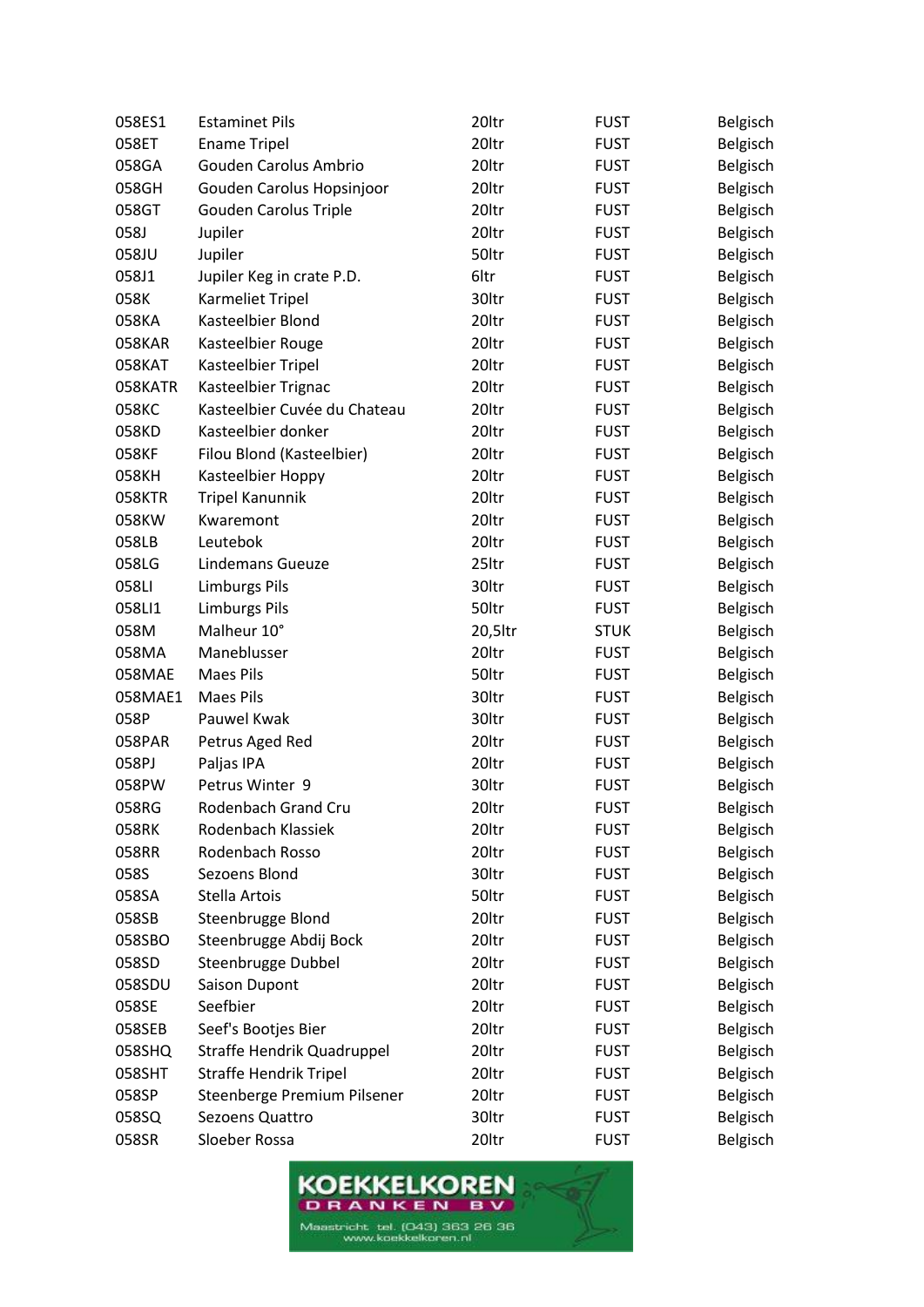| | | | | |
|---|---|---|---|---|
| 058ES1 | Estaminet Pils | 20ltr | FUST | Belgisch |
| 058ET | Ename Tripel | 20ltr | FUST | Belgisch |
| 058GA | Gouden Carolus Ambrio | 20ltr | FUST | Belgisch |
| 058GH | Gouden Carolus Hopsinjoor | 20ltr | FUST | Belgisch |
| 058GT | Gouden Carolus Triple | 20ltr | FUST | Belgisch |
| 058J | Jupiler | 20ltr | FUST | Belgisch |
| 058JU | Jupiler | 50ltr | FUST | Belgisch |
| 058J1 | Jupiler Keg in crate P.D. | 6ltr | FUST | Belgisch |
| 058K | Karmeliet Tripel | 30ltr | FUST | Belgisch |
| 058KA | Kasteelbier Blond | 20ltr | FUST | Belgisch |
| 058KAR | Kasteelbier Rouge | 20ltr | FUST | Belgisch |
| 058KAT | Kasteelbier Tripel | 20ltr | FUST | Belgisch |
| 058KATR | Kasteelbier Trignac | 20ltr | FUST | Belgisch |
| 058KC | Kasteelbier Cuvée du Chateau | 20ltr | FUST | Belgisch |
| 058KD | Kasteelbier donker | 20ltr | FUST | Belgisch |
| 058KF | Filou Blond (Kasteelbier) | 20ltr | FUST | Belgisch |
| 058KH | Kasteelbier Hoppy | 20ltr | FUST | Belgisch |
| 058KTR | Tripel Kanunnik | 20ltr | FUST | Belgisch |
| 058KW | Kwaremont | 20ltr | FUST | Belgisch |
| 058LB | Leutebok | 20ltr | FUST | Belgisch |
| 058LG | Lindemans Gueuze | 25ltr | FUST | Belgisch |
| 058LI | Limburgs Pils | 30ltr | FUST | Belgisch |
| 058LI1 | Limburgs Pils | 50ltr | FUST | Belgisch |
| 058M | Malheur 10° | 20,5ltr | STUK | Belgisch |
| 058MA | Maneblusser | 20ltr | FUST | Belgisch |
| 058MAE | Maes Pils | 50ltr | FUST | Belgisch |
| 058MAE1 | Maes Pils | 30ltr | FUST | Belgisch |
| 058P | Pauwel Kwak | 30ltr | FUST | Belgisch |
| 058PAR | Petrus Aged Red | 20ltr | FUST | Belgisch |
| 058PJ | Paljas IPA | 20ltr | FUST | Belgisch |
| 058PW | Petrus Winter 9 | 30ltr | FUST | Belgisch |
| 058RG | Rodenbach Grand Cru | 20ltr | FUST | Belgisch |
| 058RK | Rodenbach Klassiek | 20ltr | FUST | Belgisch |
| 058RR | Rodenbach Rosso | 20ltr | FUST | Belgisch |
| 058S | Sezoens Blond | 30ltr | FUST | Belgisch |
| 058SA | Stella Artois | 50ltr | FUST | Belgisch |
| 058SB | Steenbrugge Blond | 20ltr | FUST | Belgisch |
| 058SBO | Steenbrugge Abdij Bock | 20ltr | FUST | Belgisch |
| 058SD | Steenbrugge Dubbel | 20ltr | FUST | Belgisch |
| 058SDU | Saison Dupont | 20ltr | FUST | Belgisch |
| 058SE | Seefbier | 20ltr | FUST | Belgisch |
| 058SEB | Seef's Bootjes Bier | 20ltr | FUST | Belgisch |
| 058SHQ | Straffe Hendrik Quadruppel | 20ltr | FUST | Belgisch |
| 058SHT | Straffe Hendrik Tripel | 20ltr | FUST | Belgisch |
| 058SP | Steenberge Premium Pilsener | 20ltr | FUST | Belgisch |
| 058SQ | Sezoens Quattro | 30ltr | FUST | Belgisch |
| 058SR | Sloeber Rossa | 20ltr | FUST | Belgisch |

KOEKKELKOREN DRANKEN BV
Maastricht tel. (043) 363 26 36
www.koekkelkoren.nl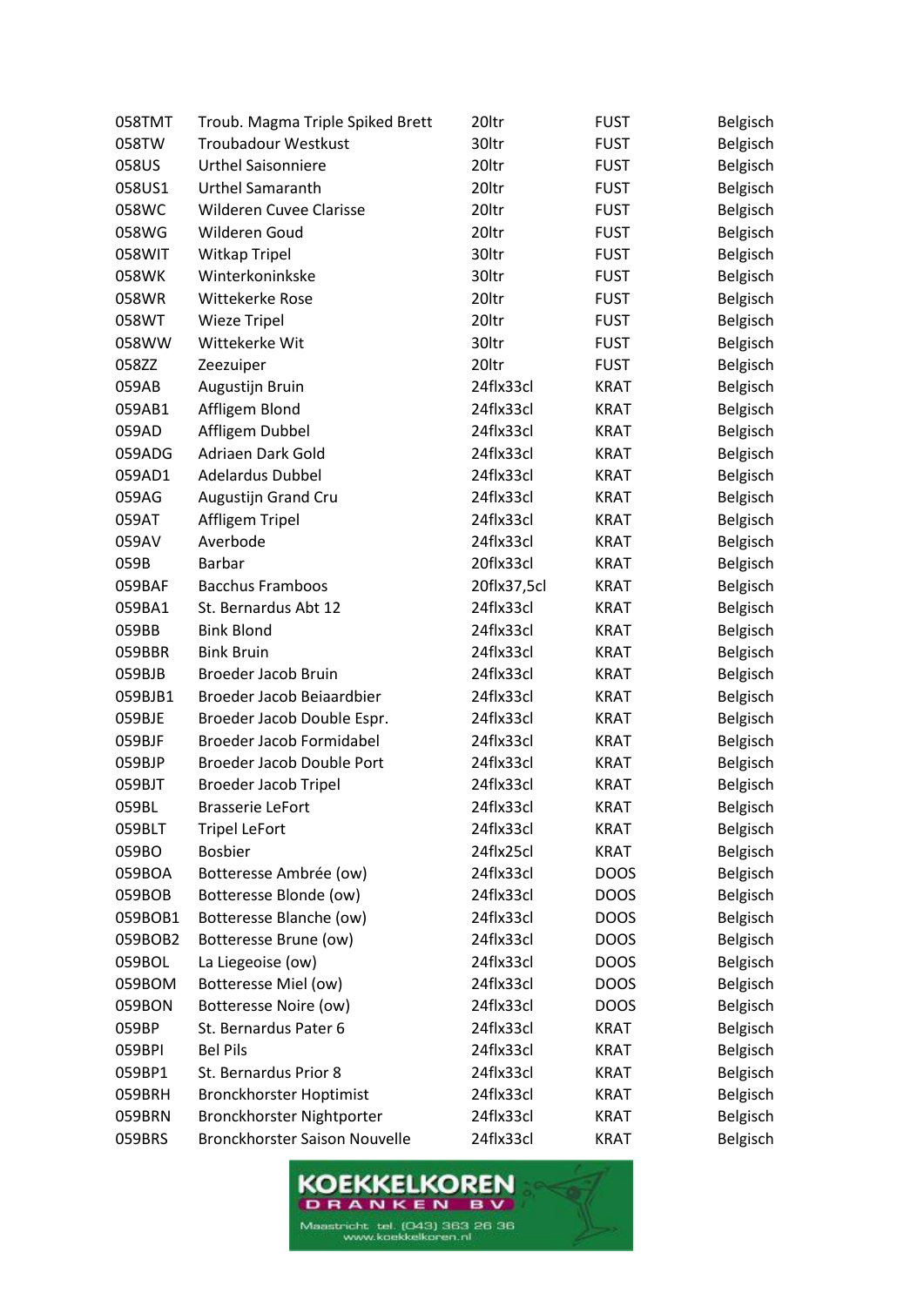| 058TMT | Troub. Magma Triple Spiked Brett | 20ltr | FUST | Belgisch |
|---|---|---|---|---|
| 058TW | Troubadour Westkust | 30ltr | FUST | Belgisch |
| 058US | Urthel Saisonniere | 20ltr | FUST | Belgisch |
| 058US1 | Urthel Samaranth | 20ltr | FUST | Belgisch |
| 058WC | Wilderen Cuvee Clarisse | 20ltr | FUST | Belgisch |
| 058WG | Wilderen Goud | 20ltr | FUST | Belgisch |
| 058WIT | Witkap Tripel | 30ltr | FUST | Belgisch |
| 058WK | Winterkoninkske | 30ltr | FUST | Belgisch |
| 058WR | Wittekerke Rose | 20ltr | FUST | Belgisch |
| 058WT | Wieze Tripel | 20ltr | FUST | Belgisch |
| 058WW | Wittekerke Wit | 30ltr | FUST | Belgisch |
| 058ZZ | Zeezuiper | 20ltr | FUST | Belgisch |
| 059AB | Augustijn Bruin | 24flx33cl | KRAT | Belgisch |
| 059AB1 | Affligem Blond | 24flx33cl | KRAT | Belgisch |
| 059AD | Affligem Dubbel | 24flx33cl | KRAT | Belgisch |
| 059ADG | Adriaen Dark Gold | 24flx33cl | KRAT | Belgisch |
| 059AD1 | Adelardus Dubbel | 24flx33cl | KRAT | Belgisch |
| 059AG | Augustijn Grand Cru | 24flx33cl | KRAT | Belgisch |
| 059AT | Affligem Tripel | 24flx33cl | KRAT | Belgisch |
| 059AV | Averbode | 24flx33cl | KRAT | Belgisch |
| 059B | Barbar | 20flx33cl | KRAT | Belgisch |
| 059BAF | Bacchus Framboos | 20flx37,5cl | KRAT | Belgisch |
| 059BA1 | St. Bernardus Abt 12 | 24flx33cl | KRAT | Belgisch |
| 059BB | Bink Blond | 24flx33cl | KRAT | Belgisch |
| 059BBR | Bink Bruin | 24flx33cl | KRAT | Belgisch |
| 059BJB | Broeder Jacob Bruin | 24flx33cl | KRAT | Belgisch |
| 059BJB1 | Broeder Jacob Beiaardbier | 24flx33cl | KRAT | Belgisch |
| 059BJE | Broeder Jacob Double Espr. | 24flx33cl | KRAT | Belgisch |
| 059BJF | Broeder Jacob Formidabel | 24flx33cl | KRAT | Belgisch |
| 059BJP | Broeder Jacob Double Port | 24flx33cl | KRAT | Belgisch |
| 059BJT | Broeder Jacob Tripel | 24flx33cl | KRAT | Belgisch |
| 059BL | Brasserie LeFort | 24flx33cl | KRAT | Belgisch |
| 059BLT | Tripel LeFort | 24flx33cl | KRAT | Belgisch |
| 059BO | Bosbier | 24flx25cl | KRAT | Belgisch |
| 059BOA | Botteresse Ambrée (ow) | 24flx33cl | DOOS | Belgisch |
| 059BOB | Botteresse Blonde (ow) | 24flx33cl | DOOS | Belgisch |
| 059BOB1 | Botteresse Blanche (ow) | 24flx33cl | DOOS | Belgisch |
| 059BOB2 | Botteresse Brune (ow) | 24flx33cl | DOOS | Belgisch |
| 059BOL | La Liegeoise (ow) | 24flx33cl | DOOS | Belgisch |
| 059BOM | Botteresse Miel (ow) | 24flx33cl | DOOS | Belgisch |
| 059BON | Botteresse Noire (ow) | 24flx33cl | DOOS | Belgisch |
| 059BP | St. Bernardus Pater 6 | 24flx33cl | KRAT | Belgisch |
| 059BPI | Bel Pils | 24flx33cl | KRAT | Belgisch |
| 059BP1 | St. Bernardus Prior 8 | 24flx33cl | KRAT | Belgisch |
| 059BRH | Bronckhorster Hoptimist | 24flx33cl | KRAT | Belgisch |
| 059BRN | Bronckhorster Nightporter | 24flx33cl | KRAT | Belgisch |
| 059BRS | Bronckhorster Saison Nouvelle | 24flx33cl | KRAT | Belgisch |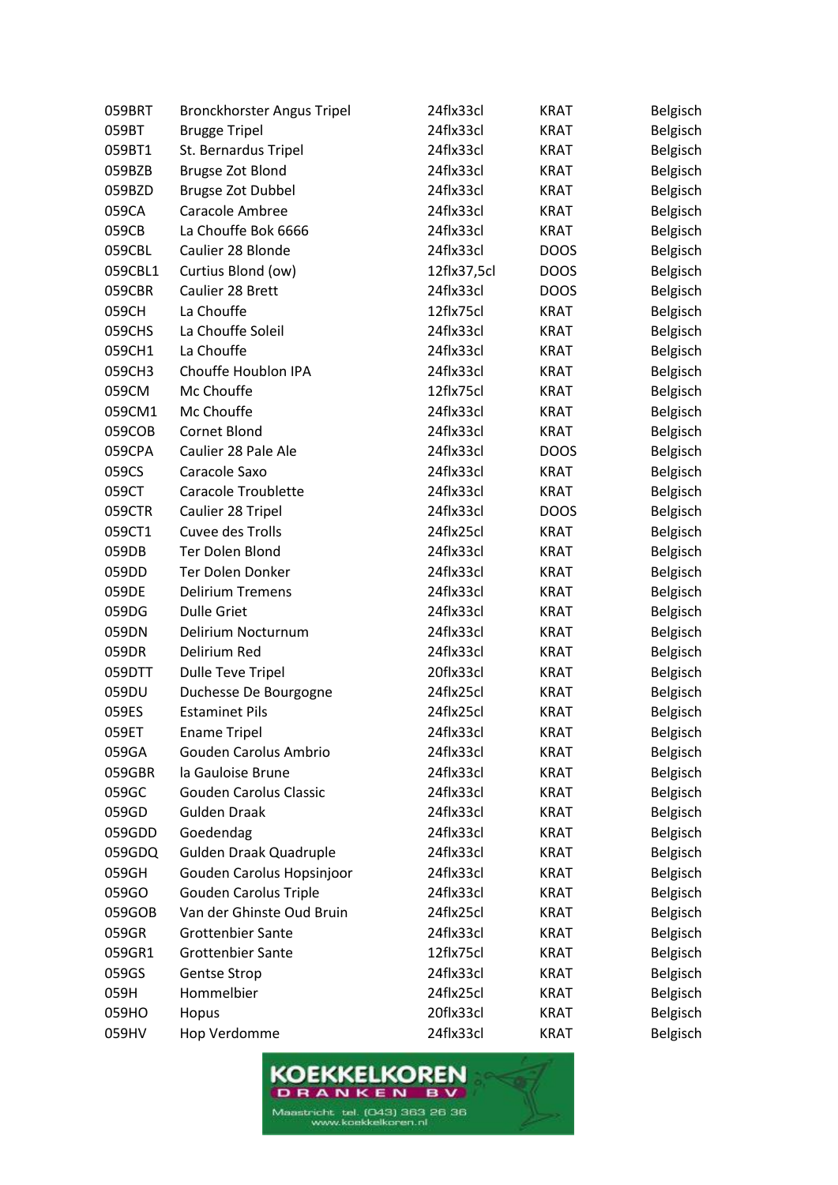| | | | | |
|---|---|---|---|---|
| 059BRT | Bronckhorster Angus Tripel | 24flx33cl | KRAT | Belgisch |
| 059BT | Brugge Tripel | 24flx33cl | KRAT | Belgisch |
| 059BT1 | St. Bernardus Tripel | 24flx33cl | KRAT | Belgisch |
| 059BZB | Brugse Zot Blond | 24flx33cl | KRAT | Belgisch |
| 059BZD | Brugse Zot Dubbel | 24flx33cl | KRAT | Belgisch |
| 059CA | Caracole Ambree | 24flx33cl | KRAT | Belgisch |
| 059CB | La Chouffe Bok 6666 | 24flx33cl | KRAT | Belgisch |
| 059CBL | Caulier 28 Blonde | 24flx33cl | DOOS | Belgisch |
| 059CBL1 | Curtius Blond (ow) | 12flx37,5cl | DOOS | Belgisch |
| 059CBR | Caulier 28 Brett | 24flx33cl | DOOS | Belgisch |
| 059CH | La Chouffe | 12flx75cl | KRAT | Belgisch |
| 059CHS | La Chouffe Soleil | 24flx33cl | KRAT | Belgisch |
| 059CH1 | La Chouffe | 24flx33cl | KRAT | Belgisch |
| 059CH3 | Chouffe Houblon IPA | 24flx33cl | KRAT | Belgisch |
| 059CM | Mc Chouffe | 12flx75cl | KRAT | Belgisch |
| 059CM1 | Mc Chouffe | 24flx33cl | KRAT | Belgisch |
| 059COB | Cornet Blond | 24flx33cl | KRAT | Belgisch |
| 059CPA | Caulier 28 Pale Ale | 24flx33cl | DOOS | Belgisch |
| 059CS | Caracole Saxo | 24flx33cl | KRAT | Belgisch |
| 059CT | Caracole Troublette | 24flx33cl | KRAT | Belgisch |
| 059CTR | Caulier 28 Tripel | 24flx33cl | DOOS | Belgisch |
| 059CT1 | Cuvee des Trolls | 24flx25cl | KRAT | Belgisch |
| 059DB | Ter Dolen Blond | 24flx33cl | KRAT | Belgisch |
| 059DD | Ter Dolen Donker | 24flx33cl | KRAT | Belgisch |
| 059DE | Delirium Tremens | 24flx33cl | KRAT | Belgisch |
| 059DG | Dulle Griet | 24flx33cl | KRAT | Belgisch |
| 059DN | Delirium Nocturnum | 24flx33cl | KRAT | Belgisch |
| 059DR | Delirium Red | 24flx33cl | KRAT | Belgisch |
| 059DTT | Dulle Teve Tripel | 20flx33cl | KRAT | Belgisch |
| 059DU | Duchesse De Bourgogne | 24flx25cl | KRAT | Belgisch |
| 059ES | Estaminet Pils | 24flx25cl | KRAT | Belgisch |
| 059ET | Ename Tripel | 24flx33cl | KRAT | Belgisch |
| 059GA | Gouden Carolus Ambrio | 24flx33cl | KRAT | Belgisch |
| 059GBR | la Gauloise Brune | 24flx33cl | KRAT | Belgisch |
| 059GC | Gouden Carolus Classic | 24flx33cl | KRAT | Belgisch |
| 059GD | Gulden Draak | 24flx33cl | KRAT | Belgisch |
| 059GDD | Goedendag | 24flx33cl | KRAT | Belgisch |
| 059GDQ | Gulden Draak Quadruple | 24flx33cl | KRAT | Belgisch |
| 059GH | Gouden Carolus Hopsinjoor | 24flx33cl | KRAT | Belgisch |
| 059GO | Gouden Carolus Triple | 24flx33cl | KRAT | Belgisch |
| 059GOB | Van der Ghinste Oud Bruin | 24flx25cl | KRAT | Belgisch |
| 059GR | Grottenbier Sante | 24flx33cl | KRAT | Belgisch |
| 059GR1 | Grottenbier Sante | 12flx75cl | KRAT | Belgisch |
| 059GS | Gentse Strop | 24flx33cl | KRAT | Belgisch |
| 059H | Hommelbier | 24flx25cl | KRAT | Belgisch |
| 059HO | Hopus | 20flx33cl | KRAT | Belgisch |
| 059HV | Hop Verdomme | 24flx33cl | KRAT | Belgisch |

KOEKKELKOREN DRANKEN BV
Maastricht tel. (043) 363 26 36
www.koekkelkoren.nl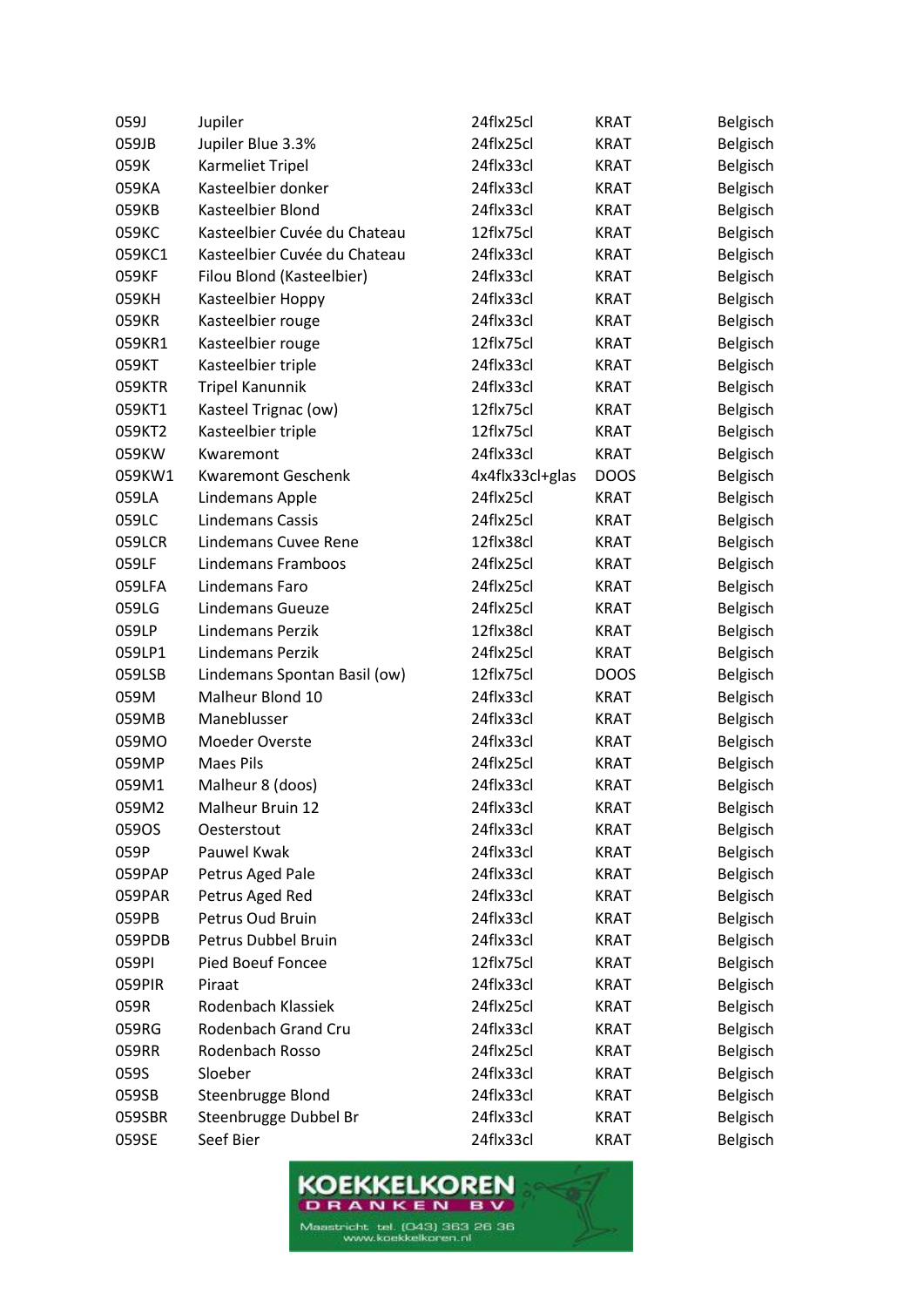| 059J | Jupiler | 24flx25cl | KRAT | Belgisch |
|---|---|---|---|---|
| 059JB | Jupiler Blue 3.3% | 24flx25cl | KRAT | Belgisch |
| 059K | Karmeliet Tripel | 24flx33cl | KRAT | Belgisch |
| 059KA | Kasteelbier donker | 24flx33cl | KRAT | Belgisch |
| 059KB | Kasteelbier Blond | 24flx33cl | KRAT | Belgisch |
| 059KC | Kasteelbier Cuvée du Chateau | 12flx75cl | KRAT | Belgisch |
| 059KC1 | Kasteelbier Cuvée du Chateau | 24flx33cl | KRAT | Belgisch |
| 059KF | Filou Blond (Kasteelbier) | 24flx33cl | KRAT | Belgisch |
| 059KH | Kasteelbier Hoppy | 24flx33cl | KRAT | Belgisch |
| 059KR | Kasteelbier rouge | 24flx33cl | KRAT | Belgisch |
| 059KR1 | Kasteelbier rouge | 12flx75cl | KRAT | Belgisch |
| 059KT | Kasteelbier triple | 24flx33cl | KRAT | Belgisch |
| 059KTR | Tripel Kanunnik | 24flx33cl | KRAT | Belgisch |
| 059KT1 | Kasteel Trignac (ow) | 12flx75cl | KRAT | Belgisch |
| 059KT2 | Kasteelbier triple | 12flx75cl | KRAT | Belgisch |
| 059KW | Kwaremont | 24flx33cl | KRAT | Belgisch |
| 059KW1 | Kwaremont Geschenk | 4x4flx33cl+glas | DOOS | Belgisch |
| 059LA | Lindemans Apple | 24flx25cl | KRAT | Belgisch |
| 059LC | Lindemans Cassis | 24flx25cl | KRAT | Belgisch |
| 059LCR | Lindemans Cuvee Rene | 12flx38cl | KRAT | Belgisch |
| 059LF | Lindemans Framboos | 24flx25cl | KRAT | Belgisch |
| 059LFA | Lindemans Faro | 24flx25cl | KRAT | Belgisch |
| 059LG | Lindemans Gueuze | 24flx25cl | KRAT | Belgisch |
| 059LP | Lindemans Perzik | 12flx38cl | KRAT | Belgisch |
| 059LP1 | Lindemans Perzik | 24flx25cl | KRAT | Belgisch |
| 059LSB | Lindemans Spontan Basil (ow) | 12flx75cl | DOOS | Belgisch |
| 059M | Malheur Blond 10 | 24flx33cl | KRAT | Belgisch |
| 059MB | Maneblusser | 24flx33cl | KRAT | Belgisch |
| 059MO | Moeder Overste | 24flx33cl | KRAT | Belgisch |
| 059MP | Maes Pils | 24flx25cl | KRAT | Belgisch |
| 059M1 | Malheur 8 (doos) | 24flx33cl | KRAT | Belgisch |
| 059M2 | Malheur Bruin 12 | 24flx33cl | KRAT | Belgisch |
| 059OS | Oesterstout | 24flx33cl | KRAT | Belgisch |
| 059P | Pauwel Kwak | 24flx33cl | KRAT | Belgisch |
| 059PAP | Petrus Aged Pale | 24flx33cl | KRAT | Belgisch |
| 059PAR | Petrus Aged Red | 24flx33cl | KRAT | Belgisch |
| 059PB | Petrus Oud Bruin | 24flx33cl | KRAT | Belgisch |
| 059PDB | Petrus Dubbel Bruin | 24flx33cl | KRAT | Belgisch |
| 059PI | Pied Boeuf Foncee | 12flx75cl | KRAT | Belgisch |
| 059PIR | Piraat | 24flx33cl | KRAT | Belgisch |
| 059R | Rodenbach Klassiek | 24flx25cl | KRAT | Belgisch |
| 059RG | Rodenbach Grand Cru | 24flx33cl | KRAT | Belgisch |
| 059RR | Rodenbach Rosso | 24flx25cl | KRAT | Belgisch |
| 059S | Sloeber | 24flx33cl | KRAT | Belgisch |
| 059SB | Steenbrugge Blond | 24flx33cl | KRAT | Belgisch |
| 059SBR | Steenbrugge Dubbel Br | 24flx33cl | KRAT | Belgisch |
| 059SE | Seef Bier | 24flx33cl | KRAT | Belgisch |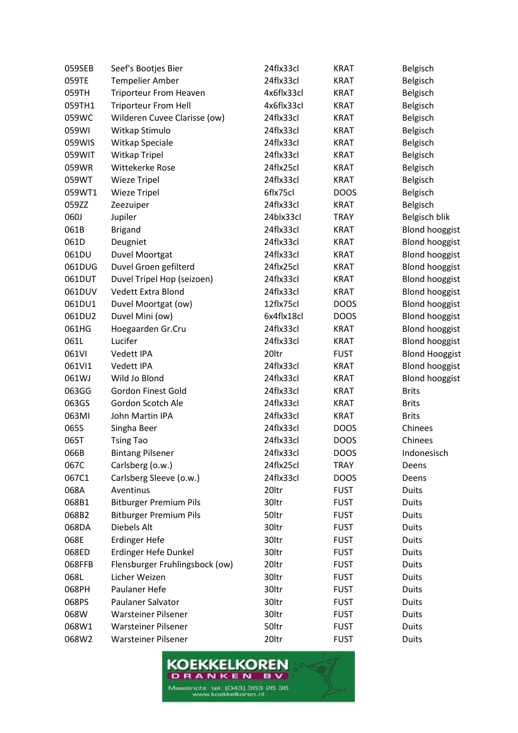| | | | | |
|---|---|---|---|---|
| 059SEB | Seef's Bootjes Bier | 24flx33cl | KRAT | Belgisch |
| 059TE | Tempelier Amber | 24flx33cl | KRAT | Belgisch |
| 059TH | Triporteur From Heaven | 4x6flx33cl | KRAT | Belgisch |
| 059TH1 | Triporteur From Hell | 4x6flx33cl | KRAT | Belgisch |
| 059WC | Wilderen Cuvee Clarisse (ow) | 24flx33cl | KRAT | Belgisch |
| 059WI | Witkap Stimulo | 24flx33cl | KRAT | Belgisch |
| 059WIS | Witkap Speciale | 24flx33cl | KRAT | Belgisch |
| 059WIT | Witkap Tripel | 24flx33cl | KRAT | Belgisch |
| 059WR | Wittekerke Rose | 24flx25cl | KRAT | Belgisch |
| 059WT | Wieze Tripel | 24flx33cl | KRAT | Belgisch |
| 059WT1 | Wieze Tripel | 6flx75cl | DOOS | Belgisch |
| 059ZZ | Zeezuiper | 24flx33cl | KRAT | Belgisch |
| 060J | Jupiler | 24blx33cl | TRAY | Belgisch blik |
| 061B | Brigand | 24flx33cl | KRAT | Blond hooggist |
| 061D | Deugniet | 24flx33cl | KRAT | Blond hooggist |
| 061DU | Duvel Moortgat | 24flx33cl | KRAT | Blond hooggist |
| 061DUG | Duvel Groen gefilterd | 24flx25cl | KRAT | Blond hooggist |
| 061DUT | Duvel Tripel Hop (seizoen) | 24flx33cl | KRAT | Blond hooggist |
| 061DUV | Vedett Extra Blond | 24flx33cl | KRAT | Blond hooggist |
| 061DU1 | Duvel Moortgat (ow) | 12flx75cl | DOOS | Blond hooggist |
| 061DU2 | Duvel Mini (ow) | 6x4flx18cl | DOOS | Blond hooggist |
| 061HG | Hoegaarden Gr.Cru | 24flx33cl | KRAT | Blond hooggist |
| 061L | Lucifer | 24flx33cl | KRAT | Blond hooggist |
| 061VI | Vedett IPA | 20ltr | FUST | Blond Hooggist |
| 061VI1 | Vedett IPA | 24flx33cl | KRAT | Blond hooggist |
| 061WJ | Wild Jo Blond | 24flx33cl | KRAT | Blond hooggist |
| 063GG | Gordon Finest Gold | 24flx33cl | KRAT | Brits |
| 063GS | Gordon Scotch Ale | 24flx33cl | KRAT | Brits |
| 063MI | John Martin IPA | 24flx33cl | KRAT | Brits |
| 065S | Singha Beer | 24flx33cl | DOOS | Chinees |
| 065T | Tsing Tao | 24flx33cl | DOOS | Chinees |
| 066B | Bintang Pilsener | 24flx33cl | DOOS | Indonesisch |
| 067C | Carlsberg (o.w.) | 24flx25cl | TRAY | Deens |
| 067C1 | Carlsberg Sleeve (o.w.) | 24flx33cl | DOOS | Deens |
| 068A | Aventinus | 20ltr | FUST | Duits |
| 068B1 | Bitburger Premium Pils | 30ltr | FUST | Duits |
| 068B2 | Bitburger Premium Pils | 50ltr | FUST | Duits |
| 068DA | Diebels Alt | 30ltr | FUST | Duits |
| 068E | Erdinger Hefe | 30ltr | FUST | Duits |
| 068ED | Erdinger Hefe Dunkel | 30ltr | FUST | Duits |
| 068FFB | Flensburger Fruhlingsbock (ow) | 20ltr | FUST | Duits |
| 068L | Licher Weizen | 30ltr | FUST | Duits |
| 068PH | Paulaner Hefe | 30ltr | FUST | Duits |
| 068PS | Paulaner Salvator | 30ltr | FUST | Duits |
| 068W | Warsteiner Pilsener | 30ltr | FUST | Duits |
| 068W1 | Warsteiner Pilsener | 50ltr | FUST | Duits |
| 068W2 | Warsteiner Pilsener | 20ltr | FUST | Duits |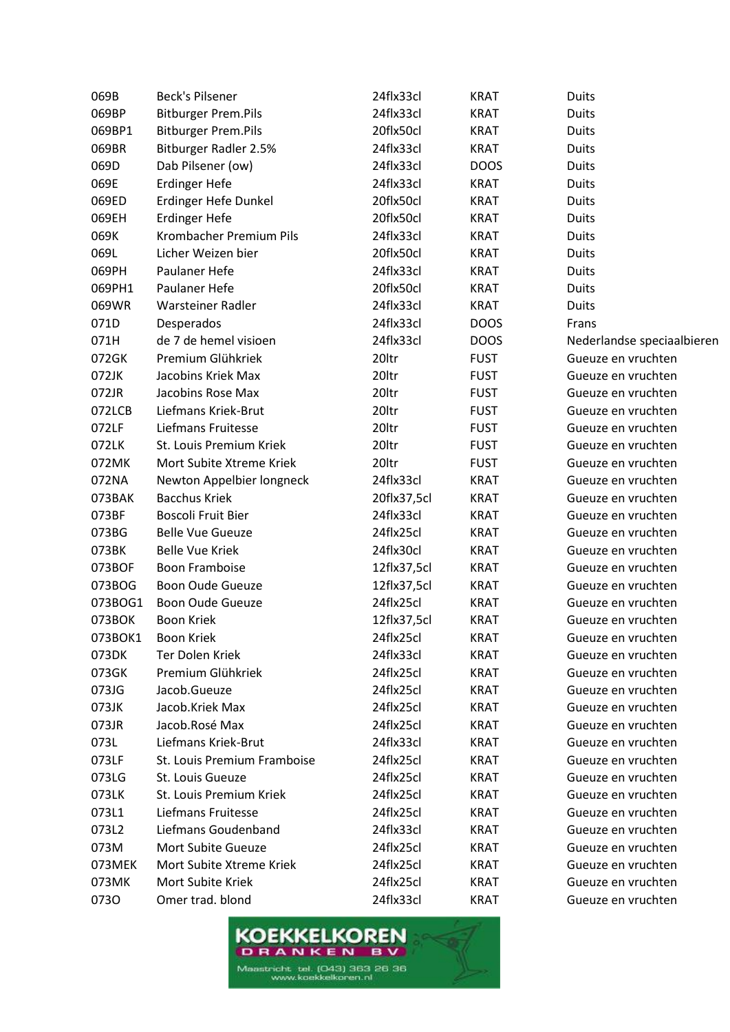| | | | | |
|---|---|---|---|---|
| 069B | Beck's Pilsener | 24flx33cl | KRAT | Duits |
| 069BP | Bitburger Prem.Pils | 24flx33cl | KRAT | Duits |
| 069BP1 | Bitburger Prem.Pils | 20flx50cl | KRAT | Duits |
| 069BR | Bitburger Radler 2.5% | 24flx33cl | KRAT | Duits |
| 069D | Dab Pilsener (ow) | 24flx33cl | DOOS | Duits |
| 069E | Erdinger Hefe | 24flx33cl | KRAT | Duits |
| 069ED | Erdinger Hefe Dunkel | 20flx50cl | KRAT | Duits |
| 069EH | Erdinger Hefe | 20flx50cl | KRAT | Duits |
| 069K | Krombacher Premium Pils | 24flx33cl | KRAT | Duits |
| 069L | Licher Weizen bier | 20flx50cl | KRAT | Duits |
| 069PH | Paulaner Hefe | 24flx33cl | KRAT | Duits |
| 069PH1 | Paulaner Hefe | 20flx50cl | KRAT | Duits |
| 069WR | Warsteiner Radler | 24flx33cl | KRAT | Duits |
| 071D | Desperados | 24flx33cl | DOOS | Frans |
| 071H | de 7 de hemel visioen | 24flx33cl | DOOS | Nederlandse speciaalbieren |
| 072GK | Premium Glühkriek | 20ltr | FUST | Gueuze en vruchten |
| 072JK | Jacobins Kriek Max | 20ltr | FUST | Gueuze en vruchten |
| 072JR | Jacobins Rose Max | 20ltr | FUST | Gueuze en vruchten |
| 072LCB | Liefmans Kriek-Brut | 20ltr | FUST | Gueuze en vruchten |
| 072LF | Liefmans Fruitesse | 20ltr | FUST | Gueuze en vruchten |
| 072LK | St. Louis Premium Kriek | 20ltr | FUST | Gueuze en vruchten |
| 072MK | Mort Subite Xtreme Kriek | 20ltr | FUST | Gueuze en vruchten |
| 072NA | Newton Appelbier longneck | 24flx33cl | KRAT | Gueuze en vruchten |
| 073BAK | Bacchus Kriek | 20flx37,5cl | KRAT | Gueuze en vruchten |
| 073BF | Boscoli Fruit Bier | 24flx33cl | KRAT | Gueuze en vruchten |
| 073BG | Belle Vue Gueuze | 24flx25cl | KRAT | Gueuze en vruchten |
| 073BK | Belle Vue Kriek | 24flx30cl | KRAT | Gueuze en vruchten |
| 073BOF | Boon Framboise | 12flx37,5cl | KRAT | Gueuze en vruchten |
| 073BOG | Boon Oude Gueuze | 12flx37,5cl | KRAT | Gueuze en vruchten |
| 073BOG1 | Boon Oude Gueuze | 24flx25cl | KRAT | Gueuze en vruchten |
| 073BOK | Boon Kriek | 12flx37,5cl | KRAT | Gueuze en vruchten |
| 073BOK1 | Boon Kriek | 24flx25cl | KRAT | Gueuze en vruchten |
| 073DK | Ter Dolen Kriek | 24flx33cl | KRAT | Gueuze en vruchten |
| 073GK | Premium Glühkriek | 24flx25cl | KRAT | Gueuze en vruchten |
| 073JG | Jacob.Gueuze | 24flx25cl | KRAT | Gueuze en vruchten |
| 073JK | Jacob.Kriek Max | 24flx25cl | KRAT | Gueuze en vruchten |
| 073JR | Jacob.Rosé Max | 24flx25cl | KRAT | Gueuze en vruchten |
| 073L | Liefmans Kriek-Brut | 24flx33cl | KRAT | Gueuze en vruchten |
| 073LF | St. Louis Premium Framboise | 24flx25cl | KRAT | Gueuze en vruchten |
| 073LG | St. Louis Gueuze | 24flx25cl | KRAT | Gueuze en vruchten |
| 073LK | St. Louis Premium Kriek | 24flx25cl | KRAT | Gueuze en vruchten |
| 073L1 | Liefmans Fruitesse | 24flx25cl | KRAT | Gueuze en vruchten |
| 073L2 | Liefmans Goudenband | 24flx33cl | KRAT | Gueuze en vruchten |
| 073M | Mort Subite Gueuze | 24flx25cl | KRAT | Gueuze en vruchten |
| 073MEK | Mort Subite Xtreme Kriek | 24flx25cl | KRAT | Gueuze en vruchten |
| 073MK | Mort Subite Kriek | 24flx25cl | KRAT | Gueuze en vruchten |
| 073O | Omer trad. blond | 24flx33cl | KRAT | Gueuze en vruchten |

KOEKKELKOREN DRANKEN BV
Maastricht tel. (043) 363 26 36
www.koekkelkoren.nl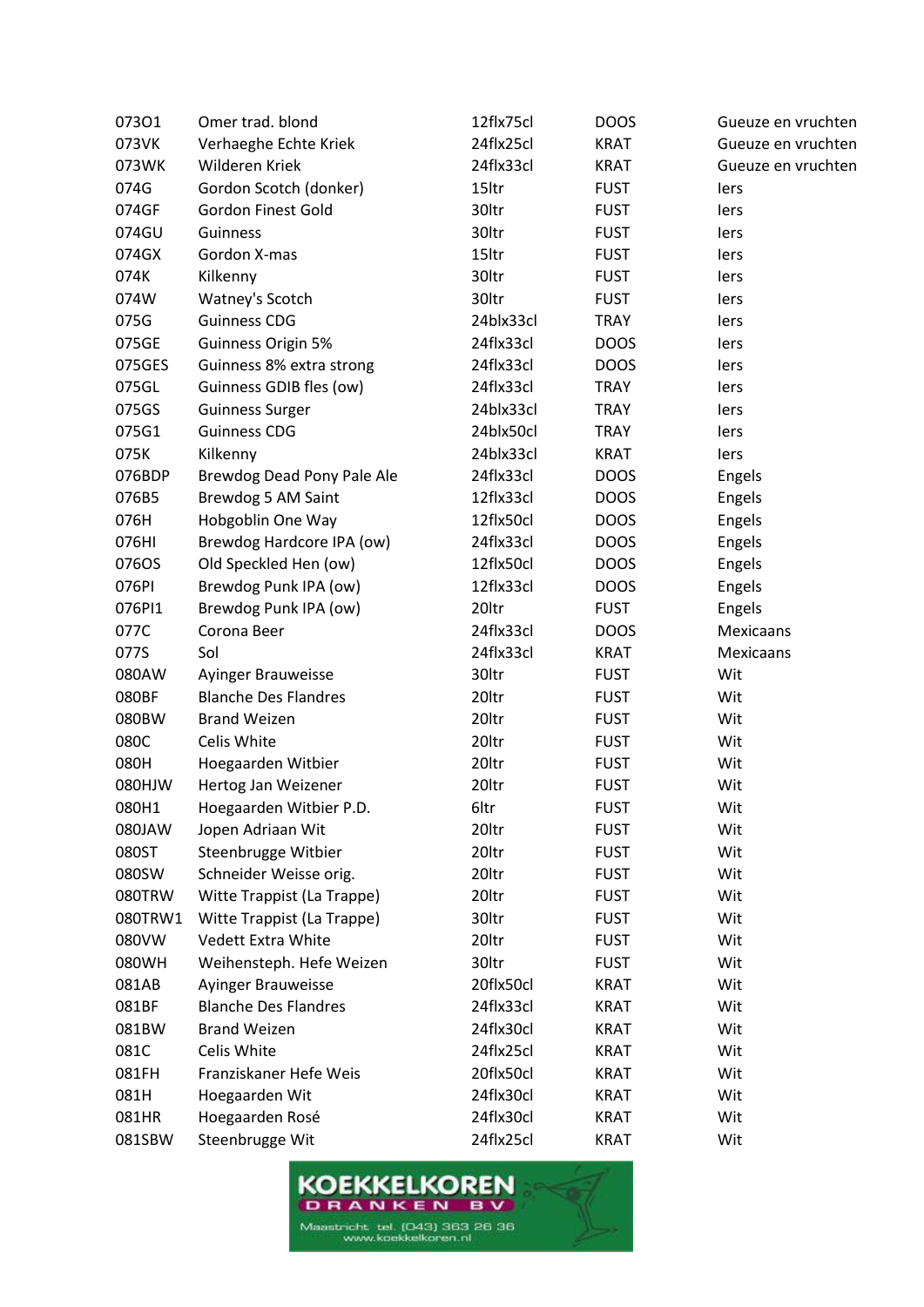| | | | | |
|---|---|---|---|---|
| 073O1 | Omer trad. blond | 12flx75cl | DOOS | Gueuze en vruchten |
| 073VK | Verhaeghe Echte Kriek | 24flx25cl | KRAT | Gueuze en vruchten |
| 073WK | Wilderen Kriek | 24flx33cl | KRAT | Gueuze en vruchten |
| 074G | Gordon Scotch (donker) | 15ltr | FUST | Iers |
| 074GF | Gordon Finest Gold | 30ltr | FUST | Iers |
| 074GU | Guinness | 30ltr | FUST | Iers |
| 074GX | Gordon X-mas | 15ltr | FUST | Iers |
| 074K | Kilkenny | 30ltr | FUST | Iers |
| 074W | Watney's Scotch | 30ltr | FUST | Iers |
| 075G | Guinness CDG | 24blx33cl | TRAY | Iers |
| 075GE | Guinness Origin 5% | 24flx33cl | DOOS | Iers |
| 075GES | Guinness 8% extra strong | 24flx33cl | DOOS | Iers |
| 075GL | Guinness GDIB fles (ow) | 24flx33cl | TRAY | Iers |
| 075GS | Guinness Surger | 24blx33cl | TRAY | Iers |
| 075G1 | Guinness CDG | 24blx50cl | TRAY | Iers |
| 075K | Kilkenny | 24blx33cl | KRAT | Iers |
| 076BDP | Brewdog Dead Pony Pale Ale | 24flx33cl | DOOS | Engels |
| 076B5 | Brewdog 5 AM Saint | 12flx33cl | DOOS | Engels |
| 076H | Hobgoblin One Way | 12flx50cl | DOOS | Engels |
| 076HI | Brewdog Hardcore IPA (ow) | 24flx33cl | DOOS | Engels |
| 076OS | Old Speckled Hen (ow) | 12flx50cl | DOOS | Engels |
| 076PI | Brewdog Punk IPA (ow) | 12flx33cl | DOOS | Engels |
| 076PI1 | Brewdog Punk IPA (ow) | 20ltr | FUST | Engels |
| 077C | Corona Beer | 24flx33cl | DOOS | Mexicaans |
| 077S | Sol | 24flx33cl | KRAT | Mexicaans |
| 080AW | Ayinger Brauweisse | 30ltr | FUST | Wit |
| 080BF | Blanche Des Flandres | 20ltr | FUST | Wit |
| 080BW | Brand Weizen | 20ltr | FUST | Wit |
| 080C | Celis White | 20ltr | FUST | Wit |
| 080H | Hoegaarden Witbier | 20ltr | FUST | Wit |
| 080HJW | Hertog Jan Weizener | 20ltr | FUST | Wit |
| 080H1 | Hoegaarden Witbier P.D. | 6ltr | FUST | Wit |
| 080JAW | Jopen Adriaan Wit | 20ltr | FUST | Wit |
| 080ST | Steenbrugge Witbier | 20ltr | FUST | Wit |
| 080SW | Schneider Weisse orig. | 20ltr | FUST | Wit |
| 080TRW | Witte Trappist (La Trappe) | 20ltr | FUST | Wit |
| 080TRW1 | Witte Trappist (La Trappe) | 30ltr | FUST | Wit |
| 080VW | Vedett Extra White | 20ltr | FUST | Wit |
| 080WH | Weihensteph. Hefe Weizen | 30ltr | FUST | Wit |
| 081AB | Ayinger Brauweisse | 20flx50cl | KRAT | Wit |
| 081BF | Blanche Des Flandres | 24flx33cl | KRAT | Wit |
| 081BW | Brand Weizen | 24flx30cl | KRAT | Wit |
| 081C | Celis White | 24flx25cl | KRAT | Wit |
| 081FH | Franziskaner Hefe Weis | 20flx50cl | KRAT | Wit |
| 081H | Hoegaarden Wit | 24flx30cl | KRAT | Wit |
| 081HR | Hoegaarden Rosé | 24flx30cl | KRAT | Wit |
| 081SBW | Steenbrugge Wit | 24flx25cl | KRAT | Wit |

KOEKKELKOREN DRANKEN BV
Maastricht tel. (043) 363 26 36
www.koekkelkoren.nl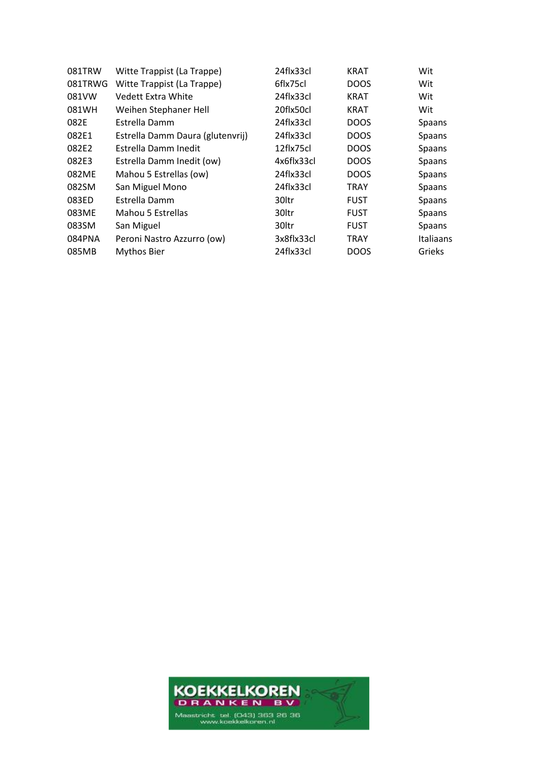| | | | | |
|---|---|---|---|---|
| 081TRW | Witte Trappist (La Trappe) | 24flx33cl | KRAT | Wit |
| 081TRWG | Witte Trappist (La Trappe) | 6flx75cl | DOOS | Wit |
| 081VW | Vedett Extra White | 24flx33cl | KRAT | Wit |
| 081WH | Weihen Stephaner Hell | 20flx50cl | KRAT | Wit |
| 082E | Estrella Damm | 24flx33cl | DOOS | Spaans |
| 082E1 | Estrella Damm Daura (glutenvrij) | 24flx33cl | DOOS | Spaans |
| 082E2 | Estrella Damm Inedit | 12flx75cl | DOOS | Spaans |
| 082E3 | Estrella Damm Inedit (ow) | 4x6flx33cl | DOOS | Spaans |
| 082ME | Mahou 5 Estrellas (ow) | 24flx33cl | DOOS | Spaans |
| 082SM | San Miguel Mono | 24flx33cl | TRAY | Spaans |
| 083ED | Estrella Damm | 30ltr | FUST | Spaans |
| 083ME | Mahou 5 Estrellas | 30ltr | FUST | Spaans |
| 083SM | San Miguel | 30ltr | FUST | Spaans |
| 084PNA | Peroni Nastro Azzurro (ow) | 3x8flx33cl | TRAY | Italiaans |
| 085MB | Mythos Bier | 24flx33cl | DOOS | Grieks |

KOEKKELKOREN
DRANKEN BV
Maastricht tel. (043) 363 26 36
www.koekkelkoren.nl